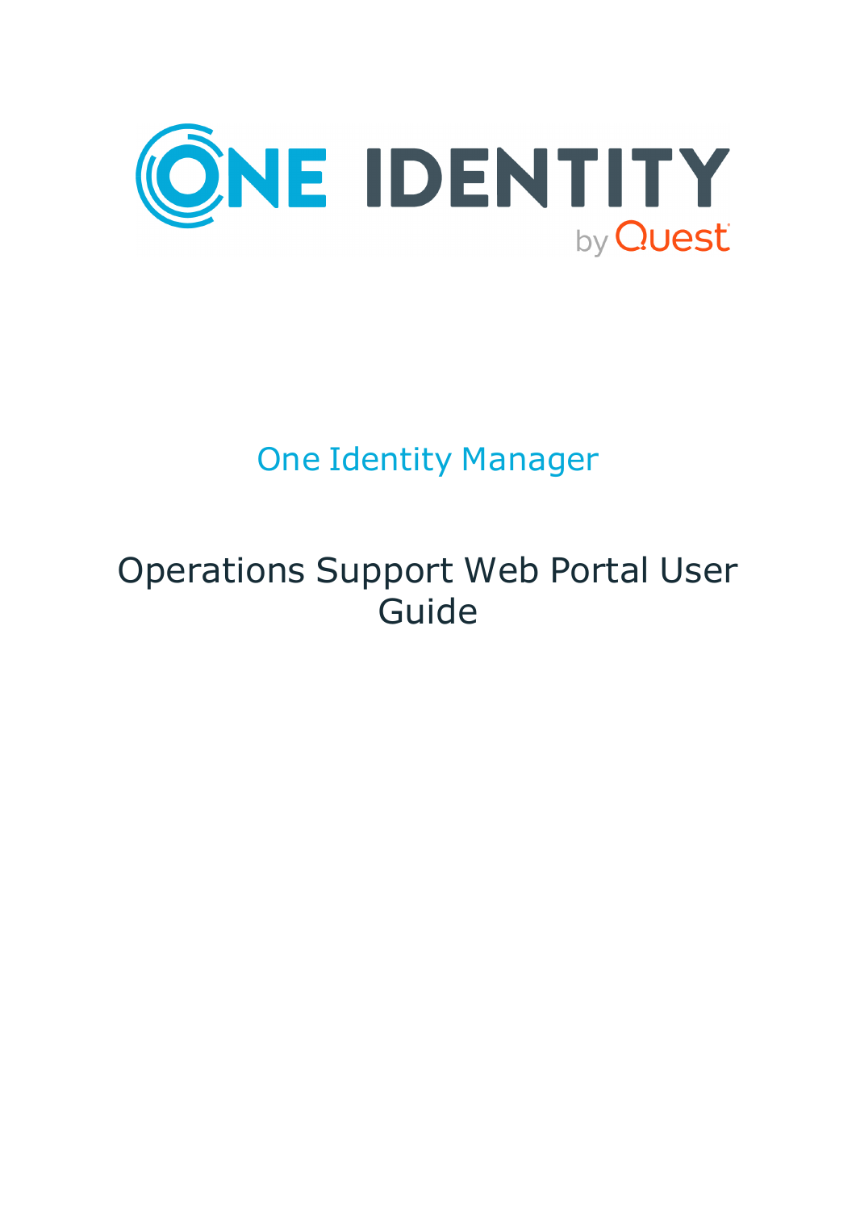# One Identity Manager

# Operations Support Web Portal User Guide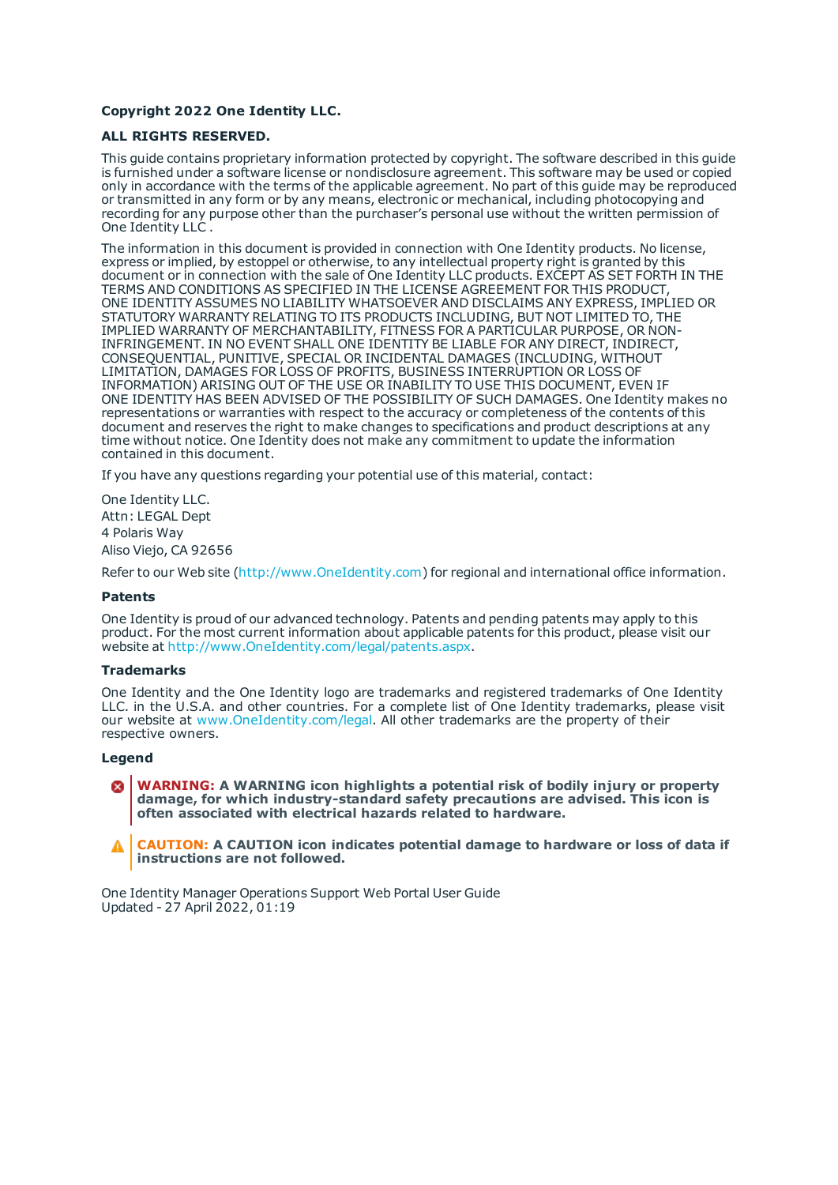**Copyright 2022 One Identity LLC.**

**ALL RIGHTS RESERVED.**

This guide contains proprietary information protected by copyright. The software described in this guide is furnished under a software license or nondisclosure agreement. This software may be used or copied only in accordance with the terms of the applicable agreement. No part of this guide may be reproduced or transmitted in any form or by any means, electronic or mechanical, including photocopying and recording for any purpose other than the purchaser's personal use without the written permission of One Identity LLC .

The information in this document is provided in connection with One Identity products. No license, express or implied, by estoppel or otherwise, to any intellectual property right is granted by this document or in connection with the sale of One Identity LLC products. EXCEPT AS SET FORTH IN THE TERMS AND CONDITIONS AS SPECIFIED IN THE LICENSE AGREEMENT FOR THIS PRODUCT, ONE IDENTITY ASSUMES NO LIABILITY WHATSOEVER AND DISCLAIMS ANY EXPRESS, IMPLIED OR STATUTORY WARRANTY RELATING TO ITS PRODUCTS INCLUDING, BUT NOT LIMITED TO, THE IMPLIED WARRANTY OF MERCHANTABILITY, FITNESS FOR A PARTICULAR PURPOSE, OR NON-INFRINGEMENT. IN NO EVENT SHALL ONE IDENTITY BE LIABLE FOR ANY DIRECT, INDIRECT, CONSEQUENTIAL, PUNITIVE, SPECIAL OR INCIDENTAL DAMAGES (INCLUDING, WITHOUT LIMITATION, DAMAGES FOR LOSS OF PROFITS, BUSINESS INTERRUPTION OR LOSS OF INFORMATION) ARISING OUT OF THE USE OR INABILITY TO USE THIS DOCUMENT, EVEN IF ONE IDENTITY HAS BEEN ADVISED OF THE POSSIBILITY OF SUCH DAMAGES. One Identity makes no representations or warranties with respect to the accuracy or completeness of the contents of this document and reserves the right to make changes to specifications and product descriptions at any time without notice. One Identity does not make any commitment to update the information contained in this document.

If you have any questions regarding your potential use of this material, contact:

One Identity LLC.
Attn: LEGAL Dept
4 Polaris Way
Aliso Viejo, CA 92656

Refer to our Web site (http://www.OneIdentity.com) for regional and international office information.

**Patents**

One Identity is proud of our advanced technology. Patents and pending patents may apply to this product. For the most current information about applicable patents for this product, please visit our website at http://www.OneIdentity.com/legal/patents.aspx.

**Trademarks**

One Identity and the One Identity logo are trademarks and registered trademarks of One Identity LLC. in the U.S.A. and other countries. For a complete list of One Identity trademarks, please visit our website at www.OneIdentity.com/legal. All other trademarks are the property of their respective owners.

**Legend**

**WARNING: A WARNING icon highlights a potential risk of bodily injury or property damage, for which industry-standard safety precautions are advised. This icon is often associated with electrical hazards related to hardware.**

**CAUTION: A CAUTION icon indicates potential damage to hardware or loss of data if instructions are not followed.**

One Identity Manager Operations Support Web Portal User Guide
Updated - 27 April 2022, 01:19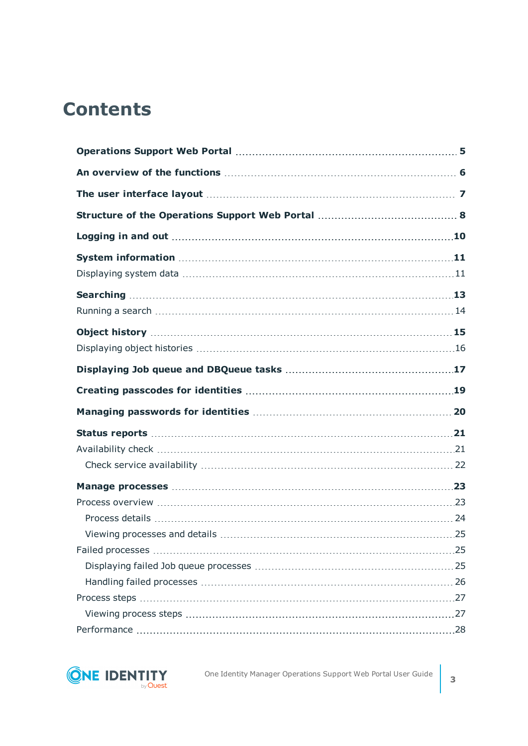# Contents

**Operations Support Web Portal** 5

**An overview of the functions** 6

**The user interface layout** 7

**Structure of the Operations Support Web Portal** 8

**Logging in and out** 10

**System information** 11

- Displaying system data 11

**Searching** 13

- Running a search 14

**Object history** 15

- Displaying object histories 16

**Displaying Job queue and DBQueue tasks** 17

**Creating passcodes for identities** 19

**Managing passwords for identities** 20

**Status reports** 21

- Availability check 21
  - Check service availability 22

**Manage processes** 23

- Process overview 23
  - Process details 24
  - Viewing processes and details 25
- Failed processes 25
  - Displaying failed Job queue processes 25
  - Handling failed processes 26
- Process steps 27
  - Viewing process steps 27
- Performance 28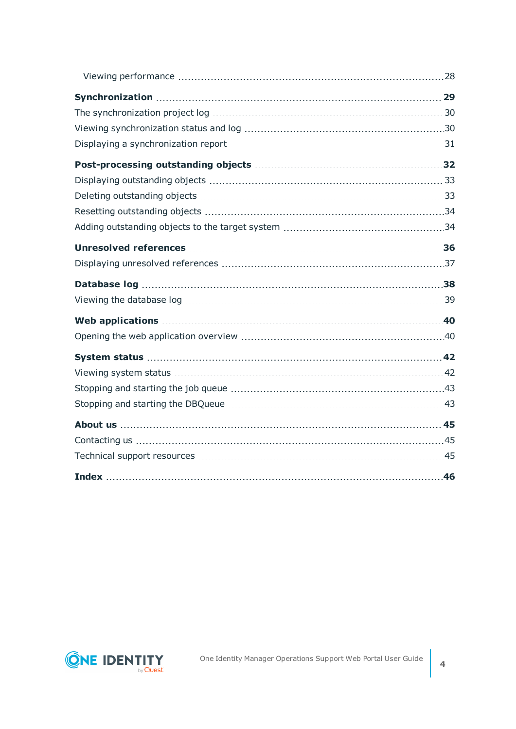Viewing performance 28

**Synchronization 29**

The synchronization project log 30

Viewing synchronization status and log 30

Displaying a synchronization report 31

**Post-processing outstanding objects 32**

Displaying outstanding objects 33

Deleting outstanding objects 33

Resetting outstanding objects 34

Adding outstanding objects to the target system 34

**Unresolved references 36**

Displaying unresolved references 37

**Database log 38**

Viewing the database log 39

**Web applications 40**

Opening the web application overview 40

**System status 42**

Viewing system status 42

Stopping and starting the job queue 43

Stopping and starting the DBQueue 43

**About us 45**

Contacting us 45

Technical support resources 45

**Index 46**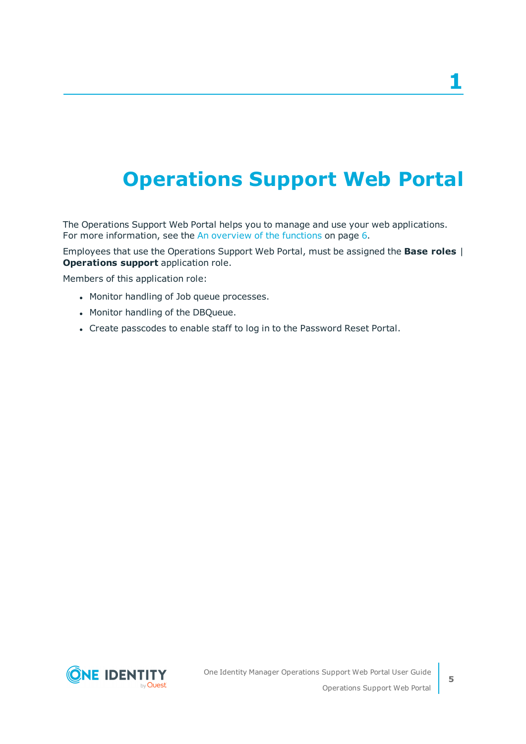# 1 Operations Support Web Portal

The Operations Support Web Portal helps you to manage and use your web applications. For more information, see the An overview of the functions on page 6.

Employees that use the Operations Support Web Portal, must be assigned the **Base roles | Operations support** application role.

Members of this application role:

- Monitor handling of Job queue processes.
- Monitor handling of the DBQueue.
- Create passcodes to enable staff to log in to the Password Reset Portal.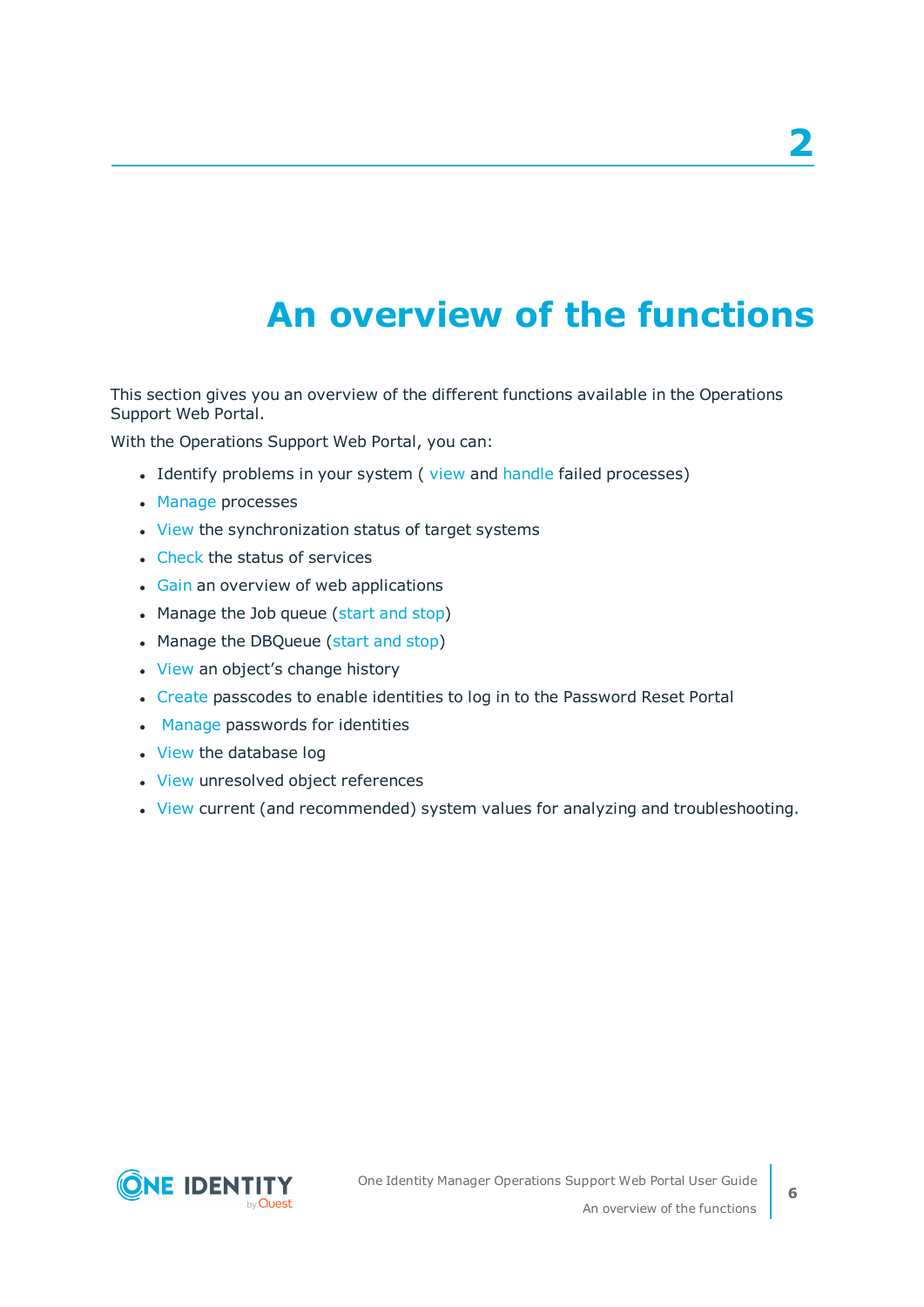# 2 An overview of the functions

This section gives you an overview of the different functions available in the Operations Support Web Portal.

With the Operations Support Web Portal, you can:

- Identify problems in your system ( view and handle failed processes)
- Manage processes
- View the synchronization status of target systems
- Check the status of services
- Gain an overview of web applications
- Manage the Job queue (start and stop)
- Manage the DBQueue (start and stop)
- View an object's change history
- Create passcodes to enable identities to log in to the Password Reset Portal
- Manage passwords for identities
- View the database log
- View unresolved object references
- View current (and recommended) system values for analyzing and troubleshooting.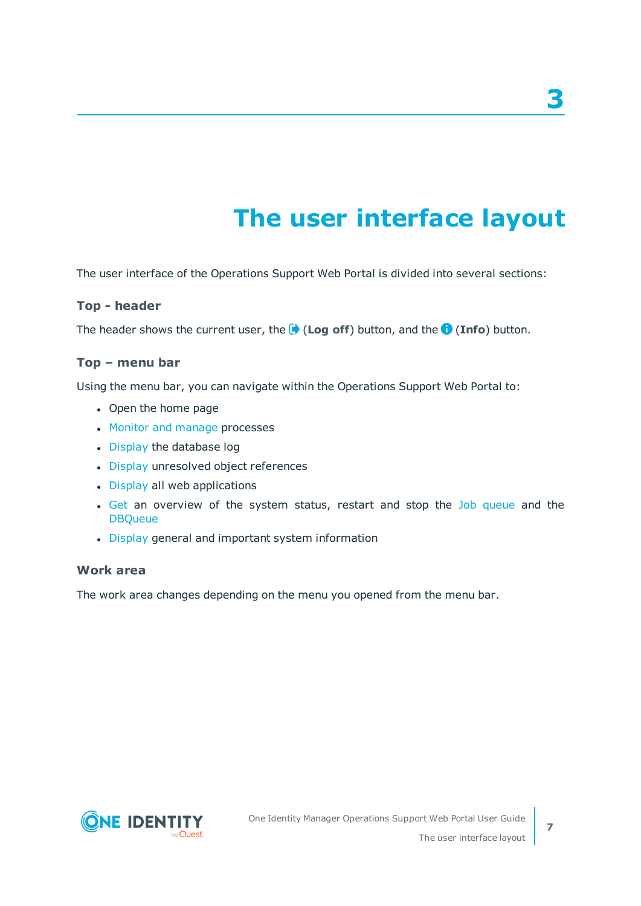# 3 The user interface layout

The user interface of the Operations Support Web Portal is divided into several sections:

### Top - header

The header shows the current user, the (**Log off**) button, and the (**Info**) button.

### Top – menu bar

Using the menu bar, you can navigate within the Operations Support Web Portal to:

- Open the home page
- Monitor and manage processes
- Display the database log
- Display unresolved object references
- Display all web applications
- Get an overview of the system status, restart and stop the Job queue and the DBQueue
- Display general and important system information

### Work area

The work area changes depending on the menu you opened from the menu bar.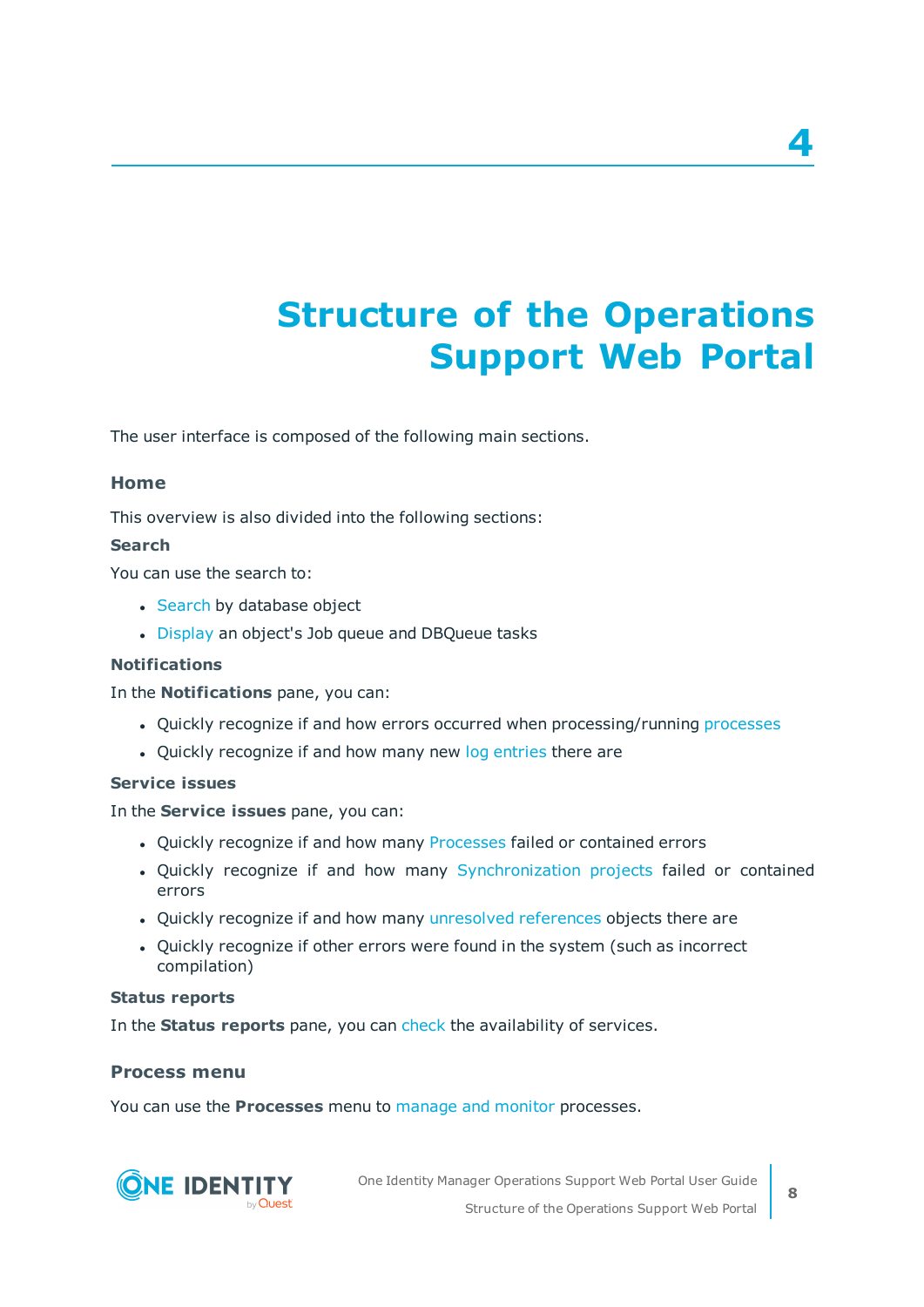# 4

# Structure of the Operations Support Web Portal

The user interface is composed of the following main sections.

## Home

This overview is also divided into the following sections:

### Search

You can use the search to:

- Search by database object
- Display an object's Job queue and DBQueue tasks

### Notifications

In the **Notifications** pane, you can:

- Quickly recognize if and how errors occurred when processing/running processes
- Quickly recognize if and how many new log entries there are

### Service issues

In the **Service issues** pane, you can:

- Quickly recognize if and how many Processes failed or contained errors
- Quickly recognize if and how many Synchronization projects failed or contained errors
- Quickly recognize if and how many unresolved references objects there are
- Quickly recognize if other errors were found in the system (such as incorrect compilation)

### Status reports

In the **Status reports** pane, you can check the availability of services.

## Process menu

You can use the **Processes** menu to manage and monitor processes.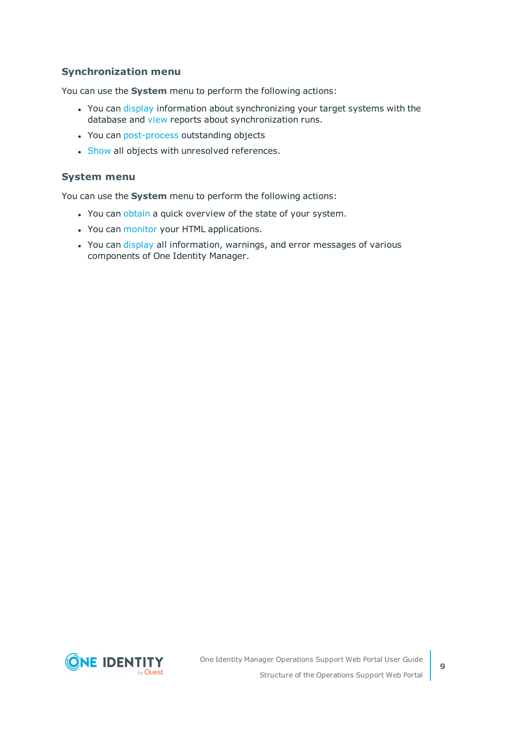### Synchronization menu

You can use the **System** menu to perform the following actions:

- You can display information about synchronizing your target systems with the database and view reports about synchronization runs.
- You can post-process outstanding objects
- Show all objects with unresolved references.

### System menu

You can use the **System** menu to perform the following actions:

- You can obtain a quick overview of the state of your system.
- You can monitor your HTML applications.
- You can display all information, warnings, and error messages of various components of One Identity Manager.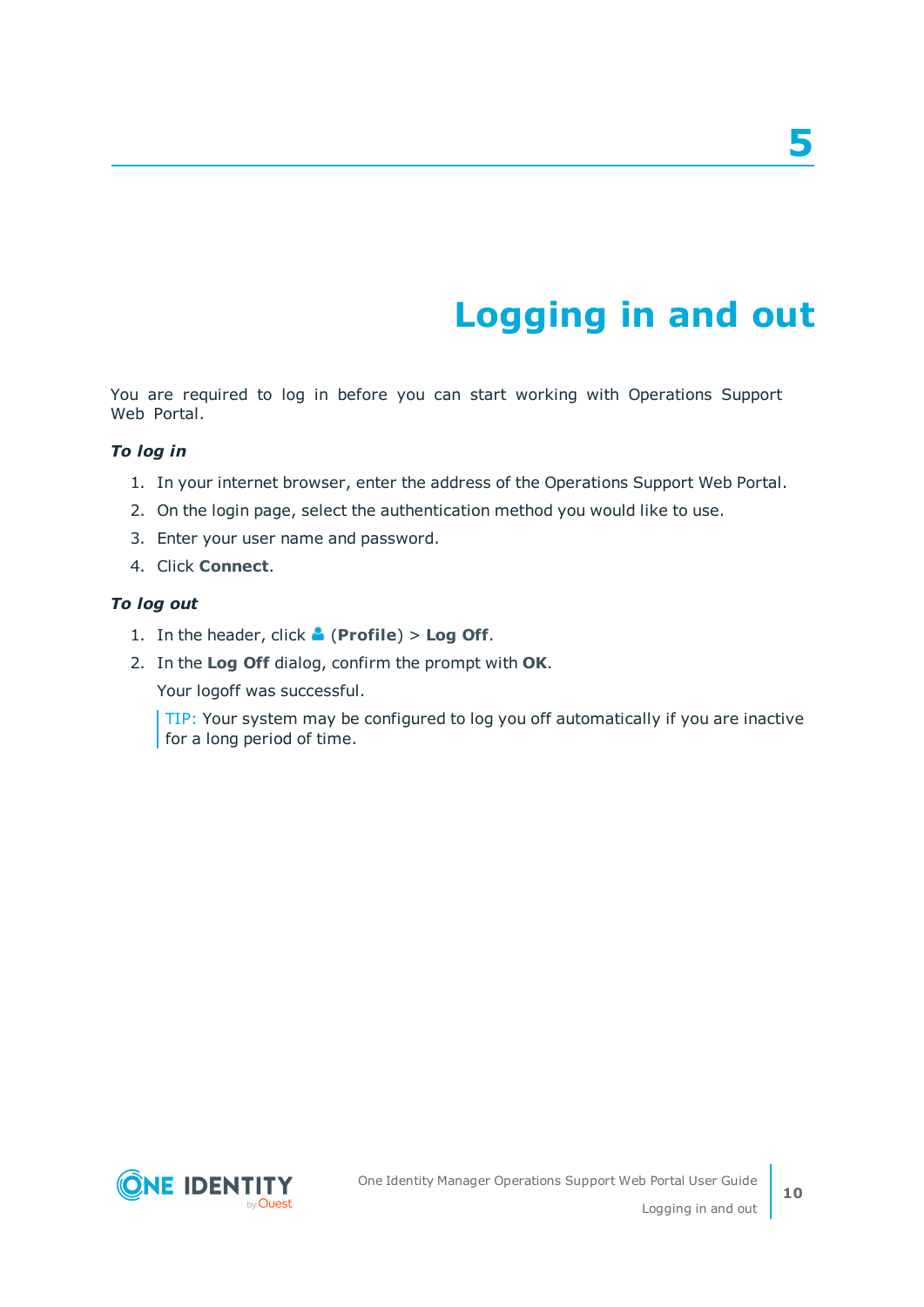# 5 Logging in and out

You are required to log in before you can start working with Operations Support Web Portal.

***To log in***

1. In your internet browser, enter the address of the Operations Support Web Portal.
2. On the login page, select the authentication method you would like to use.
3. Enter your user name and password.
4. Click **Connect**.

***To log out***

1. In the header, click (**Profile**) > **Log Off**.
2. In the **Log Off** dialog, confirm the prompt with **OK**.

   Your logoff was successful.

   > TIP: Your system may be configured to log you off automatically if you are inactive for a long period of time.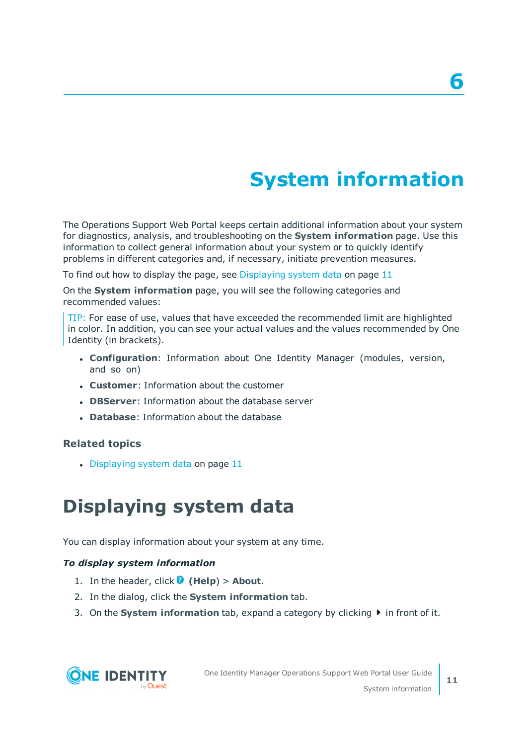# 6

# System information

The Operations Support Web Portal keeps certain additional information about your system for diagnostics, analysis, and troubleshooting on the **System information** page. Use this information to collect general information about your system or to quickly identify problems in different categories and, if necessary, initiate prevention measures.

To find out how to display the page, see Displaying system data on page 11

On the **System information** page, you will see the following categories and recommended values:

> TIP: For ease of use, values that have exceeded the recommended limit are highlighted in color. In addition, you can see your actual values and the values recommended by One Identity (in brackets).

- **Configuration**: Information about One Identity Manager (modules, version, and so on)
- **Customer**: Information about the customer
- **DBServer**: Information about the database server
- **Database**: Information about the database

### Related topics

- Displaying system data on page 11

## Displaying system data

You can display information about your system at any time.

***To display system information***

1. In the header, click ? **(Help)** > **About**.
2. In the dialog, click the **System information** tab.
3. On the **System information** tab, expand a category by clicking ▸ in front of it.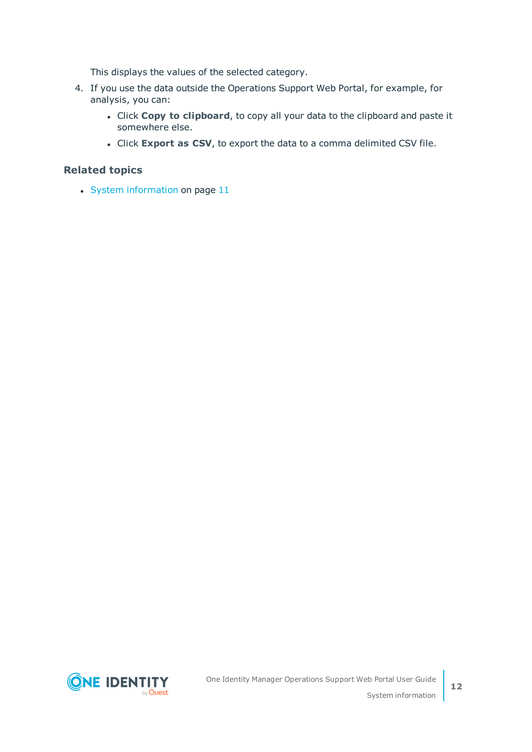This displays the values of the selected category.

4. If you use the data outside the Operations Support Web Portal, for example, for analysis, you can:

    - Click **Copy to clipboard**, to copy all your data to the clipboard and paste it somewhere else.
    - Click **Export as CSV**, to export the data to a comma delimited CSV file.

### Related topics

- System information on page 11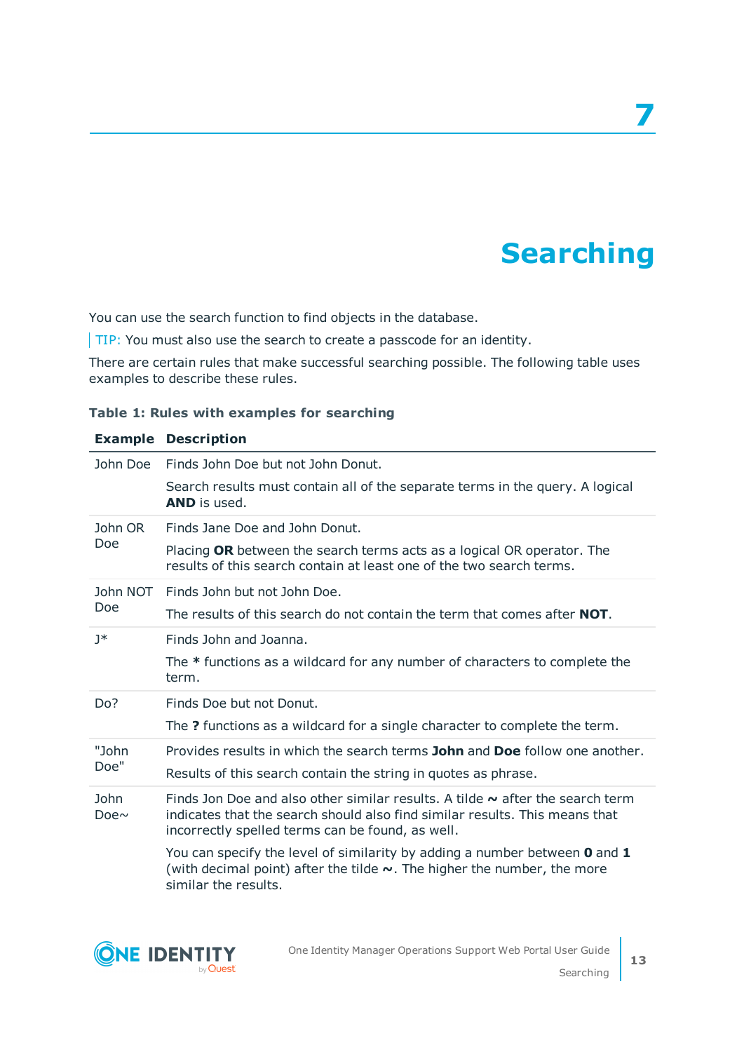# 7

# Searching

You can use the search function to find objects in the database.

TIP: You must also use the search to create a passcode for an identity.

There are certain rules that make successful searching possible. The following table uses examples to describe these rules.

**Table 1: Rules with examples for searching**

| Example | Description |
|---|---|
| John Doe | Finds John Doe but not John Donut.<br><br>Search results must contain all of the separate terms in the query. A logical **AND** is used. |
| John OR Doe | Finds Jane Doe and John Donut.<br><br>Placing **OR** between the search terms acts as a logical OR operator. The results of this search contain at least one of the two search terms. |
| John NOT Doe | Finds John but not John Doe.<br><br>The results of this search do not contain the term that comes after **NOT**. |
| J* | Finds John and Joanna.<br><br>The **\*** functions as a wildcard for any number of characters to complete the term. |
| Do? | Finds Doe but not Donut.<br><br>The **?** functions as a wildcard for a single character to complete the term. |
| "John Doe" | Provides results in which the search terms **John** and **Doe** follow one another.<br><br>Results of this search contain the string in quotes as phrase. |
| John Doe~ | Finds Jon Doe and also other similar results. A tilde **~** after the search term indicates that the search should also find similar results. This means that incorrectly spelled terms can be found, as well.<br><br>You can specify the level of similarity by adding a number between **0** and **1** (with decimal point) after the tilde **~**. The higher the number, the more similar the results. |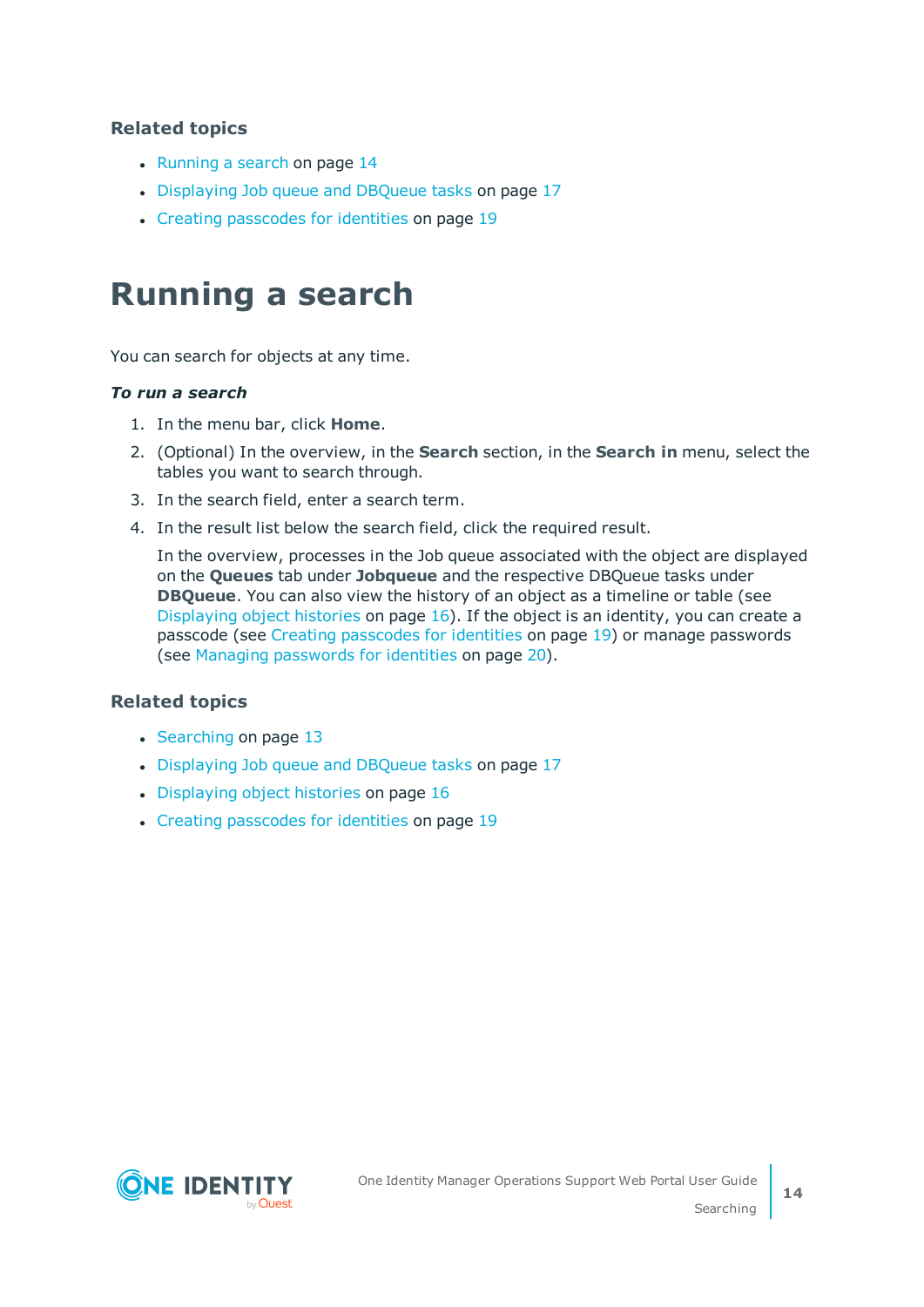### Related topics

- Running a search on page 14
- Displaying Job queue and DBQueue tasks on page 17
- Creating passcodes for identities on page 19

# Running a search

You can search for objects at any time.

***To run a search***

1. In the menu bar, click **Home**.
2. (Optional) In the overview, in the **Search** section, in the **Search in** menu, select the tables you want to search through.
3. In the search field, enter a search term.
4. In the result list below the search field, click the required result.

   In the overview, processes in the Job queue associated with the object are displayed on the **Queues** tab under **Jobqueue** and the respective DBQueue tasks under **DBQueue**. You can also view the history of an object as a timeline or table (see Displaying object histories on page 16). If the object is an identity, you can create a passcode (see Creating passcodes for identities on page 19) or manage passwords (see Managing passwords for identities on page 20).

### Related topics

- Searching on page 13
- Displaying Job queue and DBQueue tasks on page 17
- Displaying object histories on page 16
- Creating passcodes for identities on page 19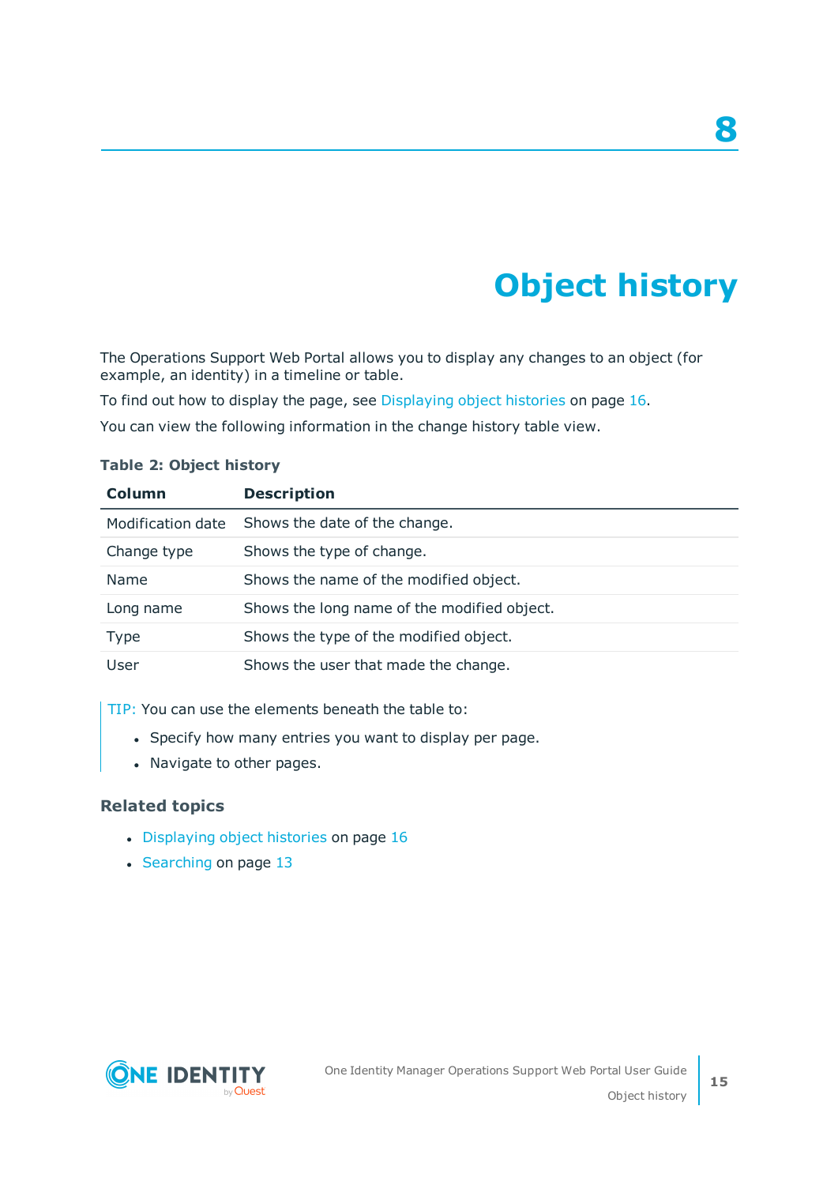# 8

# Object history

The Operations Support Web Portal allows you to display any changes to an object (for example, an identity) in a timeline or table.

To find out how to display the page, see Displaying object histories on page 16.

You can view the following information in the change history table view.

**Table 2: Object history**

| Column | Description |
|---|---|
| Modification date | Shows the date of the change. |
| Change type | Shows the type of change. |
| Name | Shows the name of the modified object. |
| Long name | Shows the long name of the modified object. |
| Type | Shows the type of the modified object. |
| User | Shows the user that made the change. |

TIP: You can use the elements beneath the table to:

- Specify how many entries you want to display per page.
- Navigate to other pages.

### Related topics

- Displaying object histories on page 16
- Searching on page 13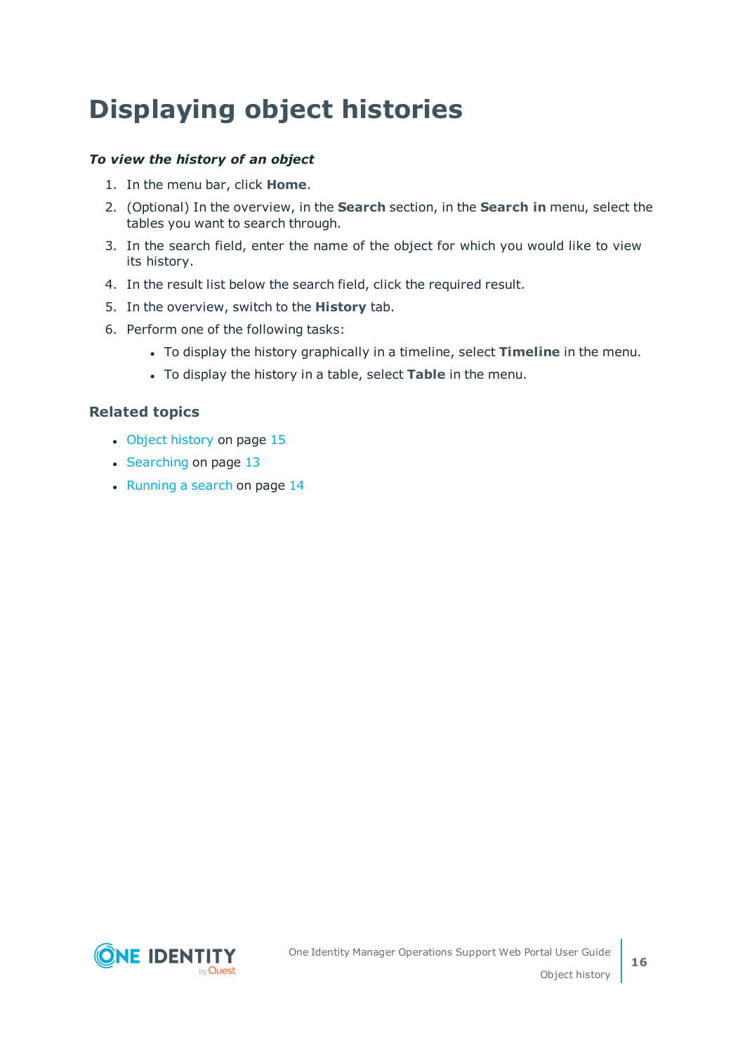# Displaying object histories

***To view the history of an object***

1. In the menu bar, click **Home**.
2. (Optional) In the overview, in the **Search** section, in the **Search in** menu, select the tables you want to search through.
3. In the search field, enter the name of the object for which you would like to view its history.
4. In the result list below the search field, click the required result.
5. In the overview, switch to the **History** tab.
6. Perform one of the following tasks:
   - To display the history graphically in a timeline, select **Timeline** in the menu.
   - To display the history in a table, select **Table** in the menu.

### Related topics

- Object history on page 15
- Searching on page 13
- Running a search on page 14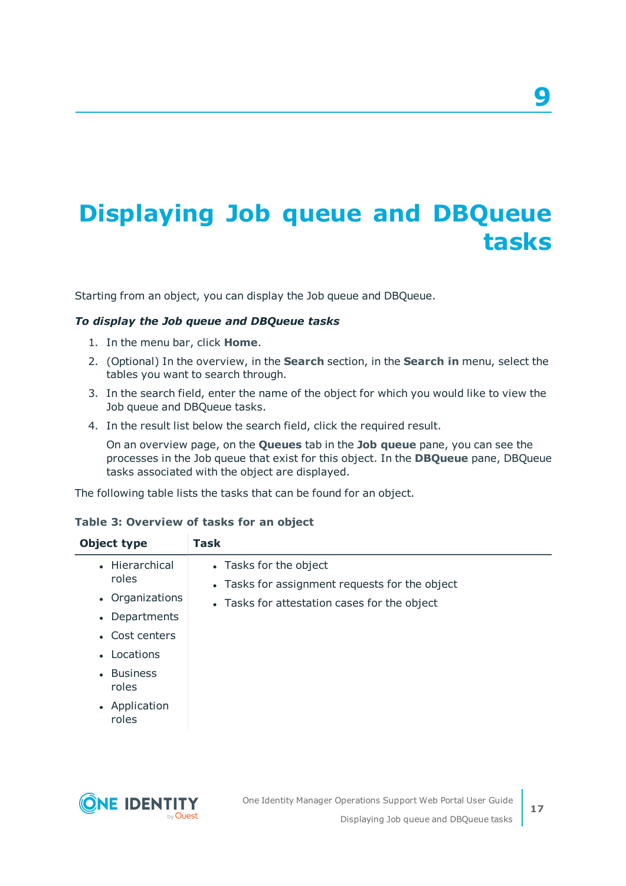# 9

# Displaying Job queue and DBQueue tasks

Starting from an object, you can display the Job queue and DBQueue.

***To display the Job queue and DBQueue tasks***

1. In the menu bar, click **Home**.
2. (Optional) In the overview, in the **Search** section, in the **Search in** menu, select the tables you want to search through.
3. In the search field, enter the name of the object for which you would like to view the Job queue and DBQueue tasks.
4. In the result list below the search field, click the required result.

   On an overview page, on the **Queues** tab in the **Job queue** pane, you can see the processes in the Job queue that exist for this object. In the **DBQueue** pane, DBQueue tasks associated with the object are displayed.

The following table lists the tasks that can be found for an object.

**Table 3: Overview of tasks for an object**

| Object type | Task |
|---|---|
| • Hierarchical roles<br>• Organizations<br>• Departments<br>• Cost centers<br>• Locations<br>• Business roles<br>• Application roles | • Tasks for the object<br>• Tasks for assignment requests for the object<br>• Tasks for attestation cases for the object |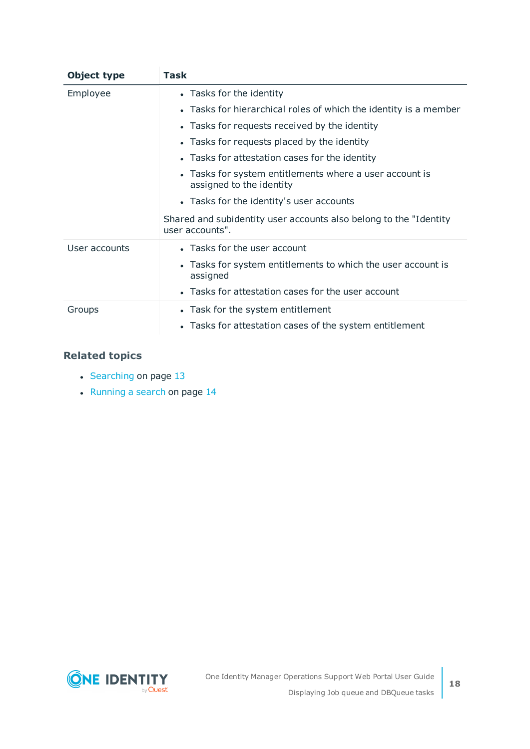| Object type | Task |
|---|---|
| Employee | • Tasks for the identity<br>• Tasks for hierarchical roles of which the identity is a member<br>• Tasks for requests received by the identity<br>• Tasks for requests placed by the identity<br>• Tasks for attestation cases for the identity<br>• Tasks for system entitlements where a user account is assigned to the identity<br>• Tasks for the identity's user accounts<br><br>Shared and subidentity user accounts also belong to the "Identity user accounts". |
| User accounts | • Tasks for the user account<br>• Tasks for system entitlements to which the user account is assigned<br>• Tasks for attestation cases for the user account |
| Groups | • Task for the system entitlement<br>• Tasks for attestation cases of the system entitlement |

### Related topics

- Searching on page 13
- Running a search on page 14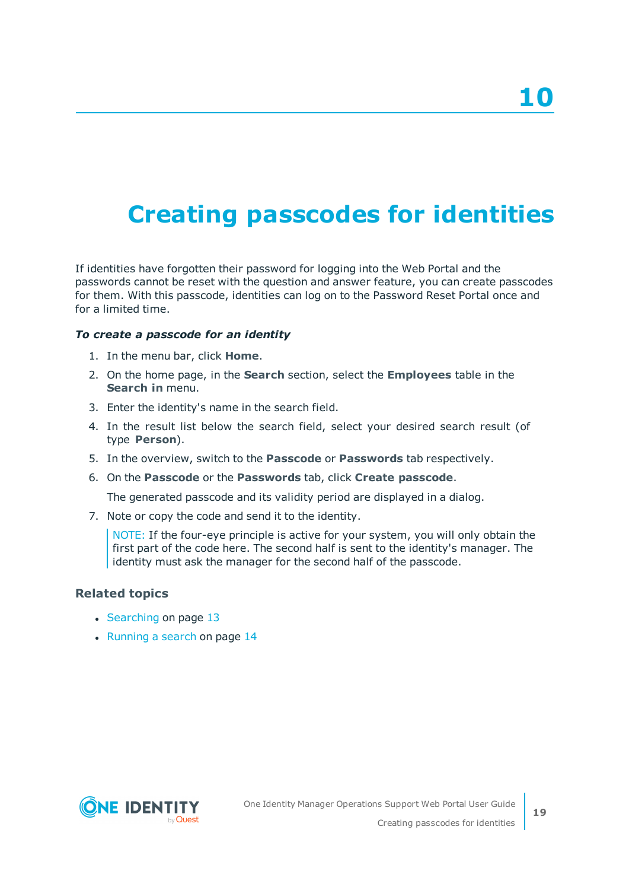# 10

# Creating passcodes for identities

If identities have forgotten their password for logging into the Web Portal and the passwords cannot be reset with the question and answer feature, you can create passcodes for them. With this passcode, identities can log on to the Password Reset Portal once and for a limited time.

***To create a passcode for an identity***

1. In the menu bar, click **Home**.
2. On the home page, in the **Search** section, select the **Employees** table in the **Search in** menu.
3. Enter the identity's name in the search field.
4. In the result list below the search field, select your desired search result (of type **Person**).
5. In the overview, switch to the **Passcode** or **Passwords** tab respectively.
6. On the **Passcode** or the **Passwords** tab, click **Create passcode**.

   The generated passcode and its validity period are displayed in a dialog.
7. Note or copy the code and send it to the identity.

   NOTE: If the four-eye principle is active for your system, you will only obtain the first part of the code here. The second half is sent to the identity's manager. The identity must ask the manager for the second half of the passcode.

### Related topics

- Searching on page 13
- Running a search on page 14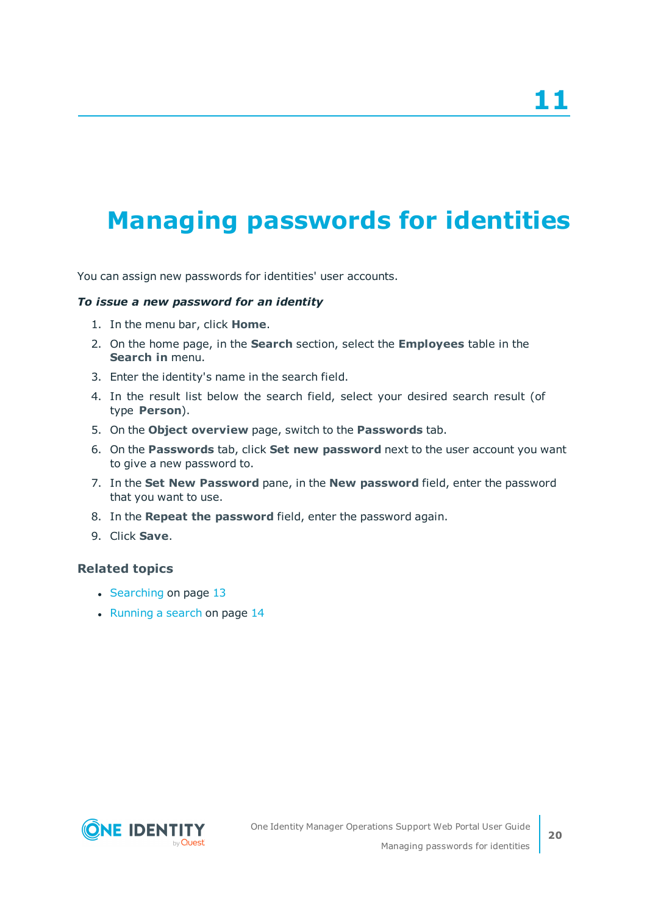# 11

# Managing passwords for identities

You can assign new passwords for identities' user accounts.

***To issue a new password for an identity***

1. In the menu bar, click **Home**.
2. On the home page, in the **Search** section, select the **Employees** table in the **Search in** menu.
3. Enter the identity's name in the search field.
4. In the result list below the search field, select your desired search result (of type **Person**).
5. On the **Object overview** page, switch to the **Passwords** tab.
6. On the **Passwords** tab, click **Set new password** next to the user account you want to give a new password to.
7. In the **Set New Password** pane, in the **New password** field, enter the password that you want to use.
8. In the **Repeat the password** field, enter the password again.
9. Click **Save**.

### Related topics

- Searching on page 13
- Running a search on page 14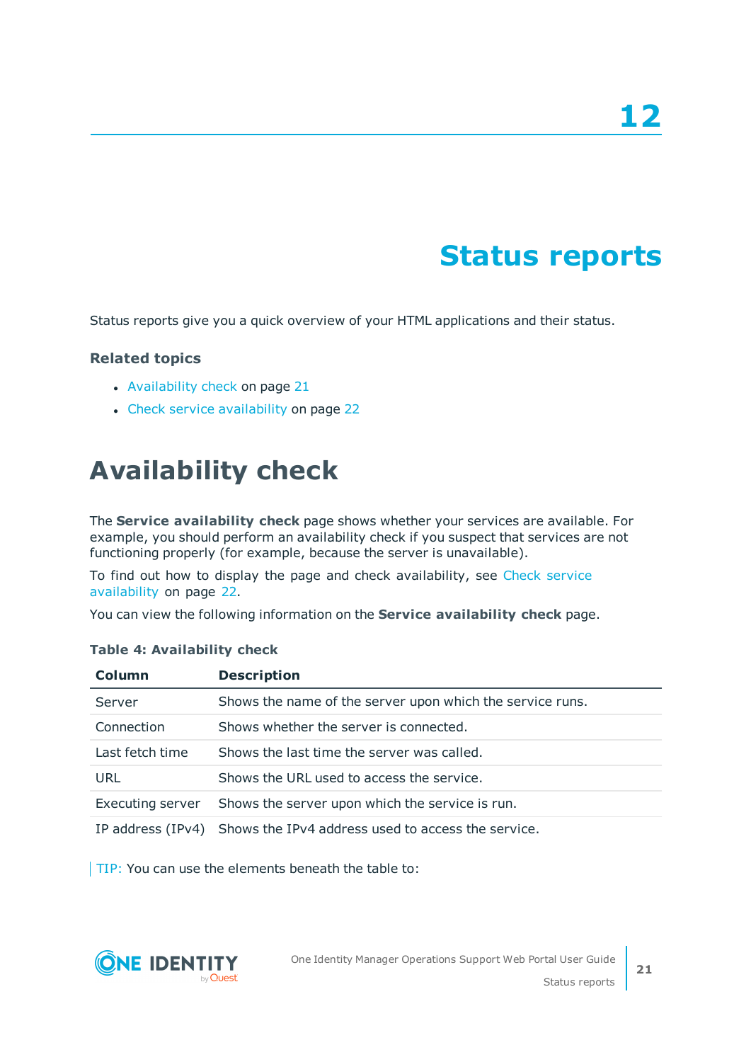# 12

# Status reports

Status reports give you a quick overview of your HTML applications and their status.

### Related topics

- Availability check on page 21
- Check service availability on page 22

## Availability check

The **Service availability check** page shows whether your services are available. For example, you should perform an availability check if you suspect that services are not functioning properly (for example, because the server is unavailable).

To find out how to display the page and check availability, see Check service availability on page 22.

You can view the following information on the **Service availability check** page.

**Table 4: Availability check**

| Column | Description |
|---|---|
| Server | Shows the name of the server upon which the service runs. |
| Connection | Shows whether the server is connected. |
| Last fetch time | Shows the last time the server was called. |
| URL | Shows the URL used to access the service. |
| Executing server | Shows the server upon which the service is run. |
| IP address (IPv4) | Shows the IPv4 address used to access the service. |

TIP: You can use the elements beneath the table to: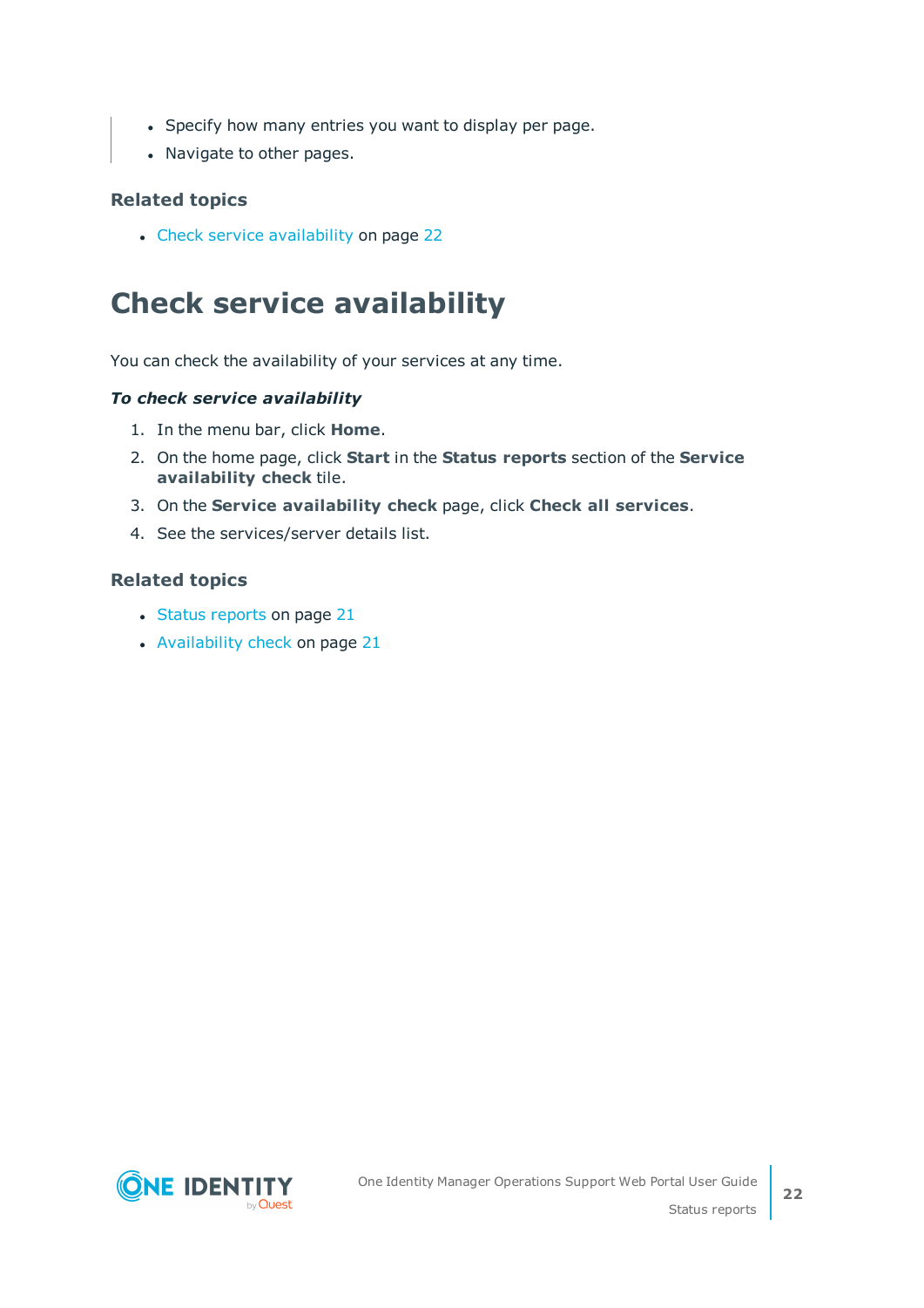- Specify how many entries you want to display per page.
- Navigate to other pages.

### Related topics

- Check service availability on page 22

## Check service availability

You can check the availability of your services at any time.

***To check service availability***

1. In the menu bar, click **Home**.
2. On the home page, click **Start** in the **Status reports** section of the **Service availability check** tile.
3. On the **Service availability check** page, click **Check all services**.
4. See the services/server details list.

### Related topics

- Status reports on page 21
- Availability check on page 21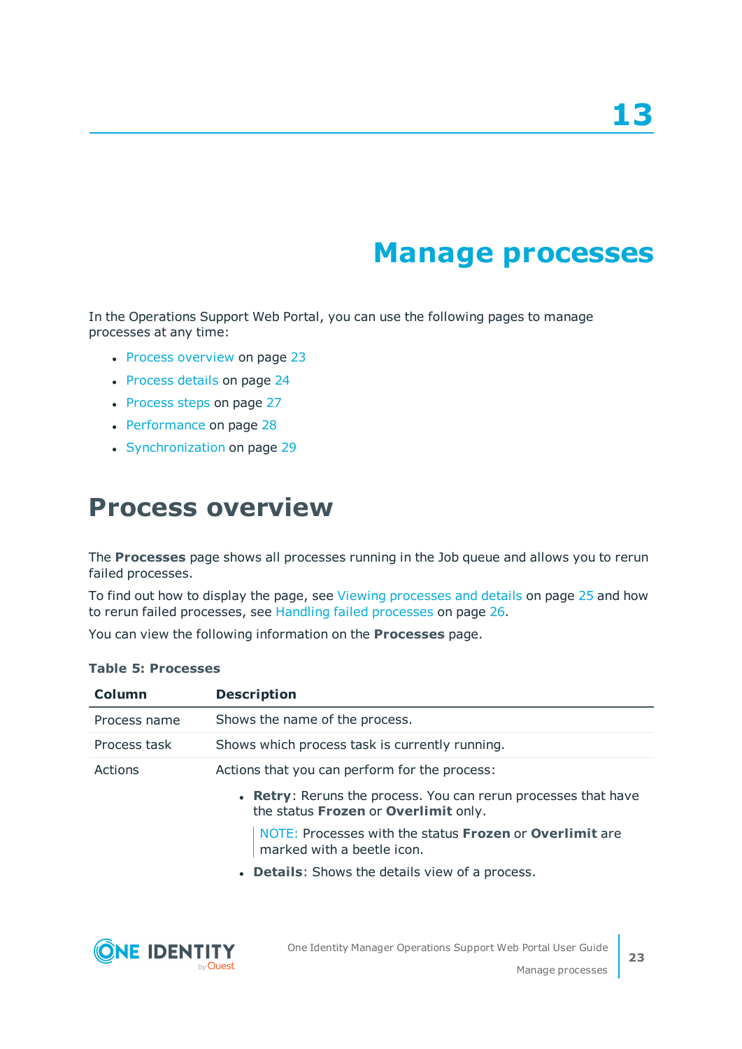# 13

# Manage processes

In the Operations Support Web Portal, you can use the following pages to manage processes at any time:

- Process overview on page 23
- Process details on page 24
- Process steps on page 27
- Performance on page 28
- Synchronization on page 29

## Process overview

The **Processes** page shows all processes running in the Job queue and allows you to rerun failed processes.

To find out how to display the page, see Viewing processes and details on page 25 and how to rerun failed processes, see Handling failed processes on page 26.

You can view the following information on the **Processes** page.

**Table 5: Processes**

| Column | Description |
|---|---|
| Process name | Shows the name of the process. |
| Process task | Shows which process task is currently running. |
| Actions | Actions that you can perform for the process:<br>• **Retry**: Reruns the process. You can rerun processes that have the status **Frozen** or **Overlimit** only.<br>NOTE: Processes with the status **Frozen** or **Overlimit** are marked with a beetle icon.<br>• **Details**: Shows the details view of a process. |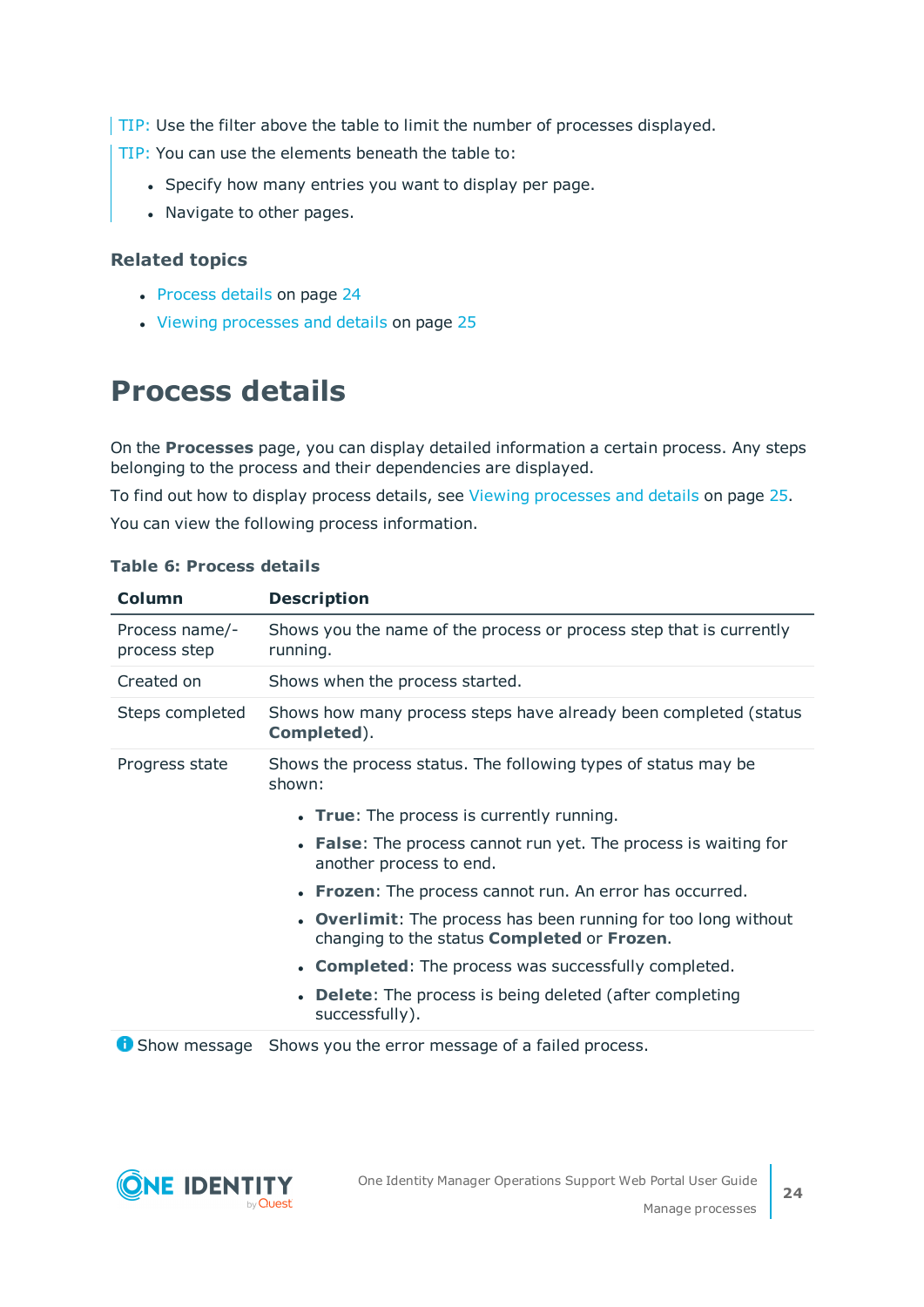TIP: Use the filter above the table to limit the number of processes displayed.

TIP: You can use the elements beneath the table to:

- Specify how many entries you want to display per page.
- Navigate to other pages.

### Related topics

- Process details on page 24
- Viewing processes and details on page 25

# Process details

On the **Processes** page, you can display detailed information a certain process. Any steps belonging to the process and their dependencies are displayed.

To find out how to display process details, see Viewing processes and details on page 25.

You can view the following process information.

**Table 6: Process details**

| Column | Description |
| --- | --- |
| Process name/-process step | Shows you the name of the process or process step that is currently running. |
| Created on | Shows when the process started. |
| Steps completed | Shows how many process steps have already been completed (status **Completed**). |
| Progress state | Shows the process status. The following types of status may be shown:<br>• **True**: The process is currently running.<br>• **False**: The process cannot run yet. The process is waiting for another process to end.<br>• **Frozen**: The process cannot run. An error has occurred.<br>• **Overlimit**: The process has been running for too long without changing to the status **Completed** or **Frozen**.<br>• **Completed**: The process was successfully completed.<br>• **Delete**: The process is being deleted (after completing successfully). |
| Show message | Shows you the error message of a failed process. |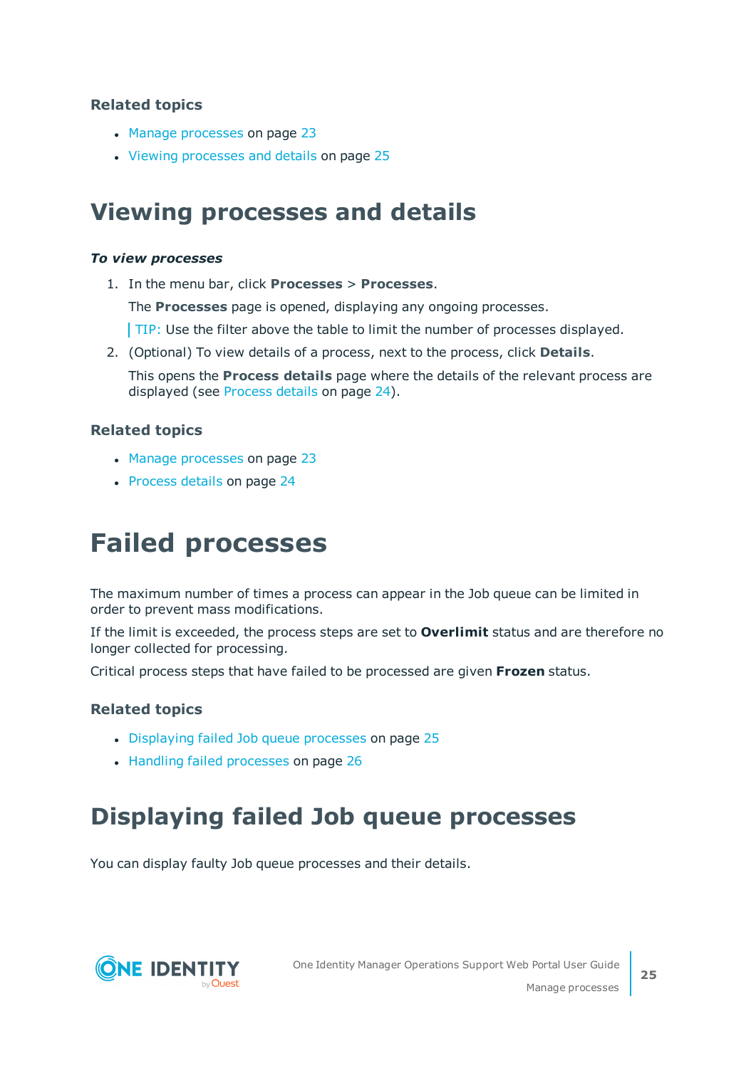### Related topics

- Manage processes on page 23
- Viewing processes and details on page 25

## Viewing processes and details

***To view processes***

1. In the menu bar, click **Processes** > **Processes**.

   The **Processes** page is opened, displaying any ongoing processes.

   TIP: Use the filter above the table to limit the number of processes displayed.

2. (Optional) To view details of a process, next to the process, click **Details**.

   This opens the **Process details** page where the details of the relevant process are displayed (see Process details on page 24).

### Related topics

- Manage processes on page 23
- Process details on page 24

# Failed processes

The maximum number of times a process can appear in the Job queue can be limited in order to prevent mass modifications.

If the limit is exceeded, the process steps are set to **Overlimit** status and are therefore no longer collected for processing.

Critical process steps that have failed to be processed are given **Frozen** status.

### Related topics

- Displaying failed Job queue processes on page 25
- Handling failed processes on page 26

## Displaying failed Job queue processes

You can display faulty Job queue processes and their details.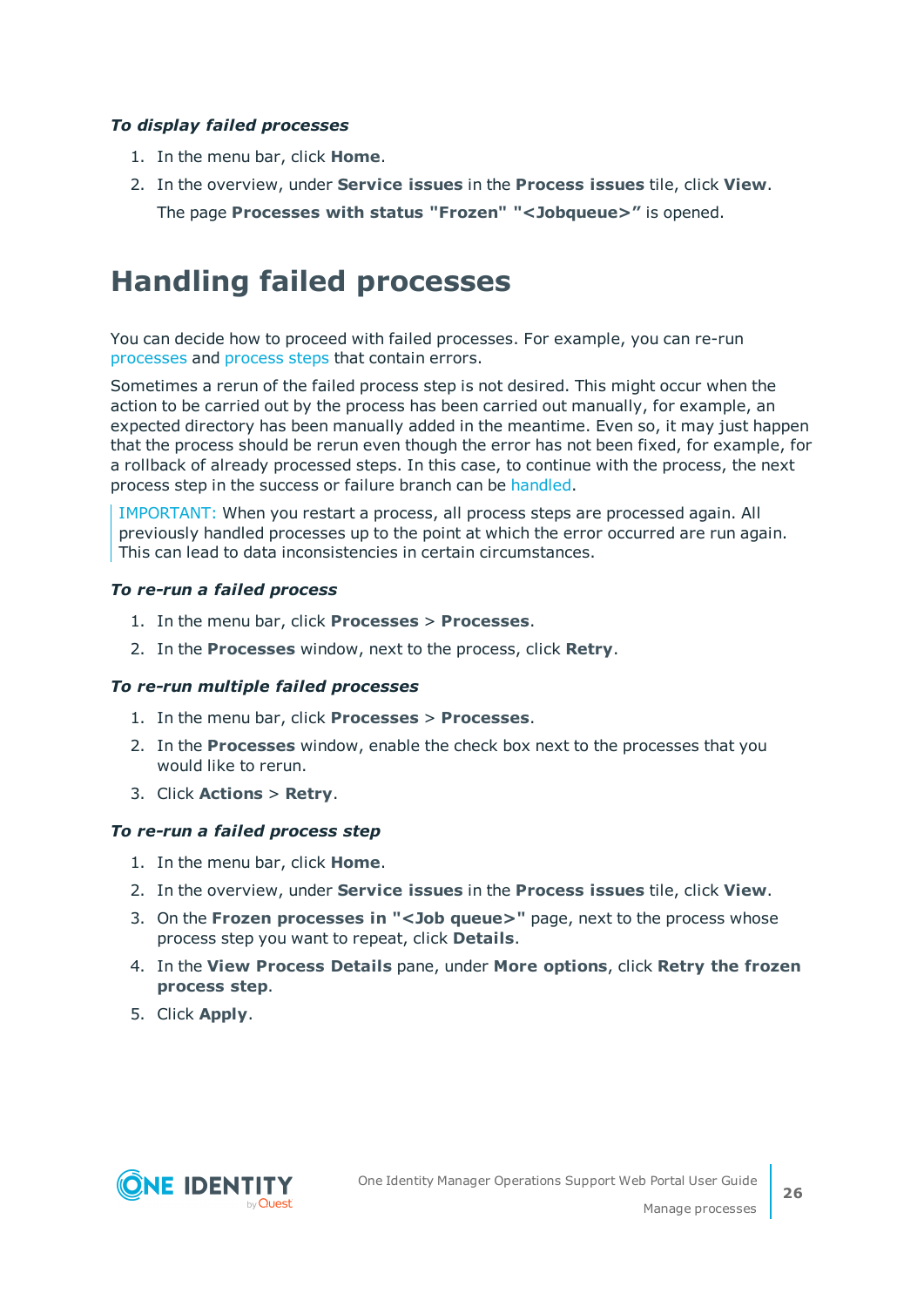*To display failed processes*

1. In the menu bar, click **Home**.
2. In the overview, under **Service issues** in the **Process issues** tile, click **View**.

   The page **Processes with status "Frozen" "<Jobqueue>"** is opened.

# Handling failed processes

You can decide how to proceed with failed processes. For example, you can re-run processes and process steps that contain errors.

Sometimes a rerun of the failed process step is not desired. This might occur when the action to be carried out by the process has been carried out manually, for example, an expected directory has been manually added in the meantime. Even so, it may just happen that the process should be rerun even though the error has not been fixed, for example, for a rollback of already processed steps. In this case, to continue with the process, the next process step in the success or failure branch can be handled.

> IMPORTANT: When you restart a process, all process steps are processed again. All previously handled processes up to the point at which the error occurred are run again. This can lead to data inconsistencies in certain circumstances.

*To re-run a failed process*

1. In the menu bar, click **Processes** > **Processes**.
2. In the **Processes** window, next to the process, click **Retry**.

*To re-run multiple failed processes*

1. In the menu bar, click **Processes** > **Processes**.
2. In the **Processes** window, enable the check box next to the processes that you would like to rerun.
3. Click **Actions** > **Retry**.

*To re-run a failed process step*

1. In the menu bar, click **Home**.
2. In the overview, under **Service issues** in the **Process issues** tile, click **View**.
3. On the **Frozen processes in "<Job queue>"** page, next to the process whose process step you want to repeat, click **Details**.
4. In the **View Process Details** pane, under **More options**, click **Retry the frozen process step**.
5. Click **Apply**.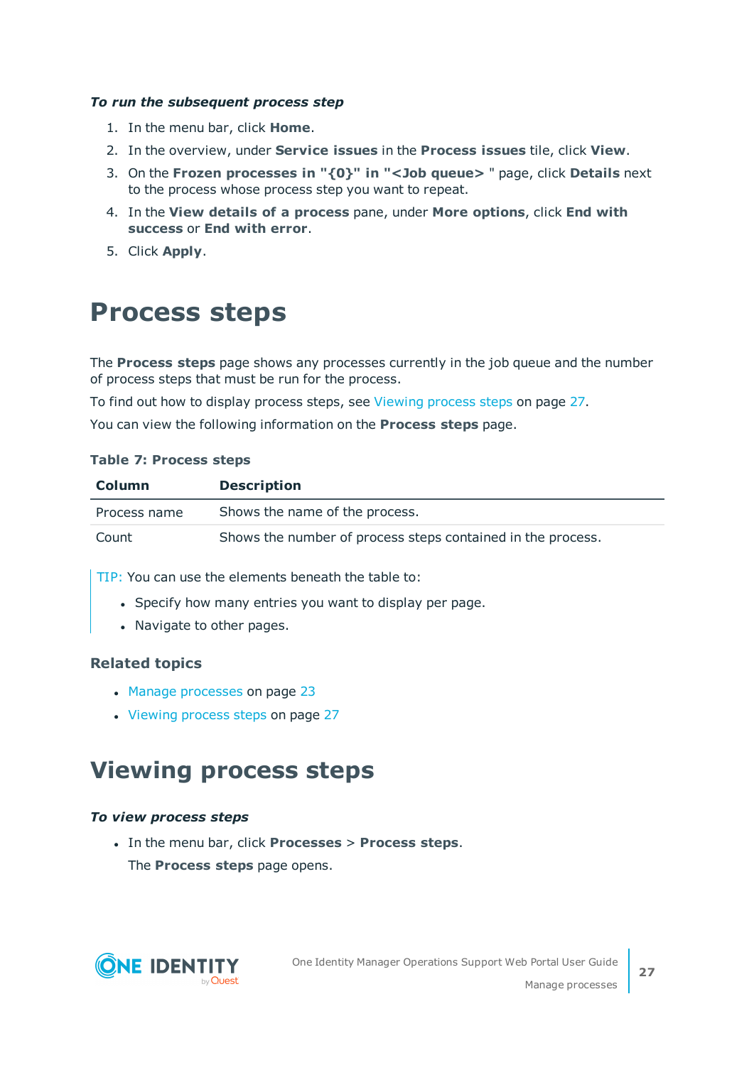***To run the subsequent process step***

1. In the menu bar, click **Home**.
2. In the overview, under **Service issues** in the **Process issues** tile, click **View**.
3. On the **Frozen processes in "{0}" in "<Job queue>** " page, click **Details** next to the process whose process step you want to repeat.
4. In the **View details of a process** pane, under **More options**, click **End with success** or **End with error**.
5. Click **Apply**.

# Process steps

The **Process steps** page shows any processes currently in the job queue and the number of process steps that must be run for the process.

To find out how to display process steps, see Viewing process steps on page 27.

You can view the following information on the **Process steps** page.

**Table 7: Process steps**

| Column | Description |
|---|---|
| Process name | Shows the name of the process. |
| Count | Shows the number of process steps contained in the process. |

TIP: You can use the elements beneath the table to:

- Specify how many entries you want to display per page.
- Navigate to other pages.

### Related topics

- Manage processes on page 23
- Viewing process steps on page 27

# Viewing process steps

***To view process steps***

- In the menu bar, click **Processes** > **Process steps**.

  The **Process steps** page opens.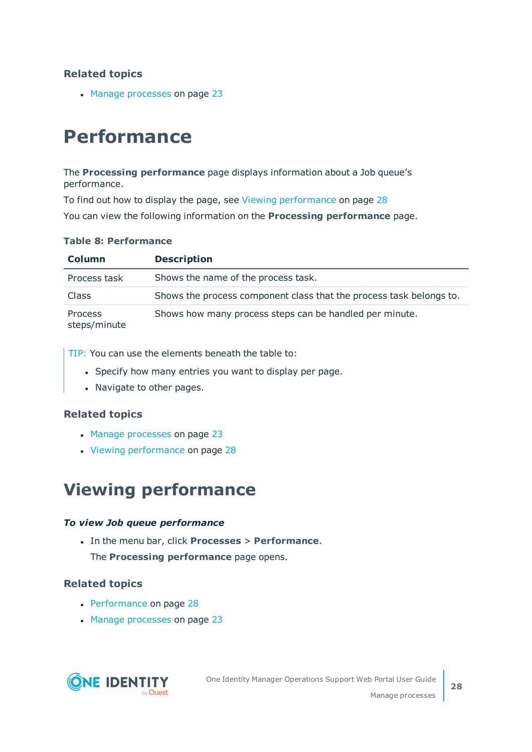### Related topics

- Manage processes on page 23

# Performance

The **Processing performance** page displays information about a Job queue's performance.

To find out how to display the page, see Viewing performance on page 28

You can view the following information on the **Processing performance** page.

**Table 8: Performance**

| Column | Description |
|---|---|
| Process task | Shows the name of the process task. |
| Class | Shows the process component class that the process task belongs to. |
| Process steps/minute | Shows how many process steps can be handled per minute. |

TIP: You can use the elements beneath the table to:

- Specify how many entries you want to display per page.
- Navigate to other pages.

### Related topics

- Manage processes on page 23
- Viewing performance on page 28

# Viewing performance

***To view Job queue performance***

- In the menu bar, click **Processes** > **Performance**.

  The **Processing performance** page opens.

### Related topics

- Performance on page 28
- Manage processes on page 23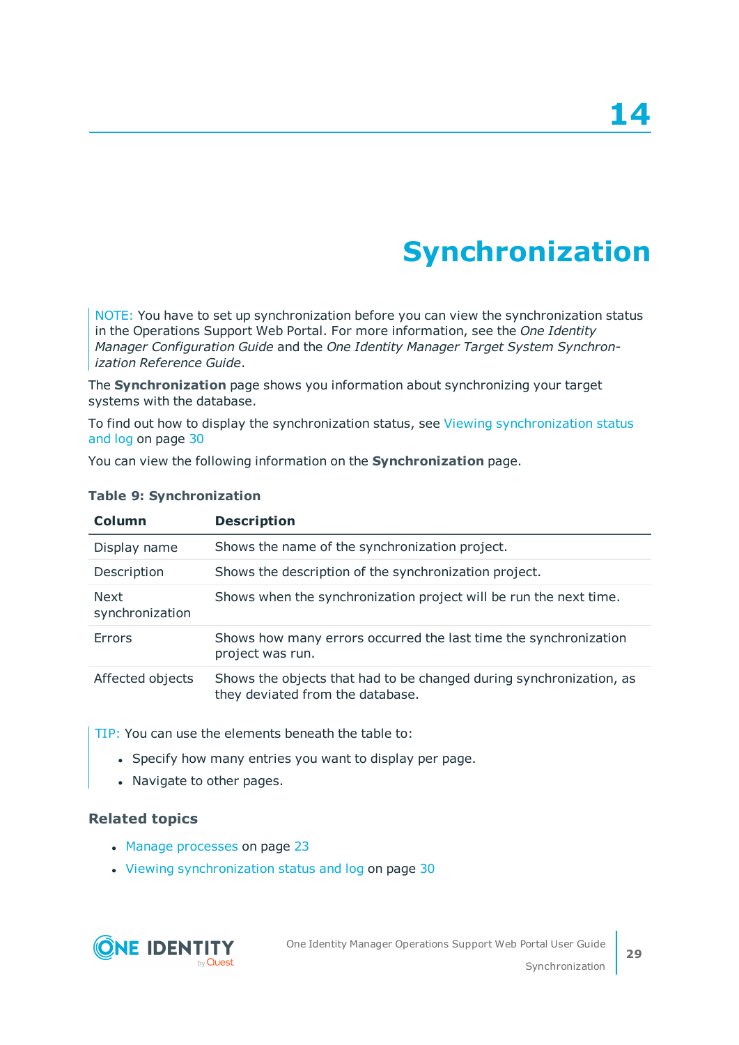# 14

# Synchronization

> NOTE: You have to set up synchronization before you can view the synchronization status in the Operations Support Web Portal. For more information, see the *One Identity Manager Configuration Guide* and the *One Identity Manager Target System Synchronization Reference Guide*.

The **Synchronization** page shows you information about synchronizing your target systems with the database.

To find out how to display the synchronization status, see Viewing synchronization status and log on page 30

You can view the following information on the **Synchronization** page.

**Table 9: Synchronization**

| Column | Description |
|---|---|
| Display name | Shows the name of the synchronization project. |
| Description | Shows the description of the synchronization project. |
| Next synchronization | Shows when the synchronization project will be run the next time. |
| Errors | Shows how many errors occurred the last time the synchronization project was run. |
| Affected objects | Shows the objects that had to be changed during synchronization, as they deviated from the database. |

> TIP: You can use the elements beneath the table to:
>
> - Specify how many entries you want to display per page.
> - Navigate to other pages.

### Related topics

- Manage processes on page 23
- Viewing synchronization status and log on page 30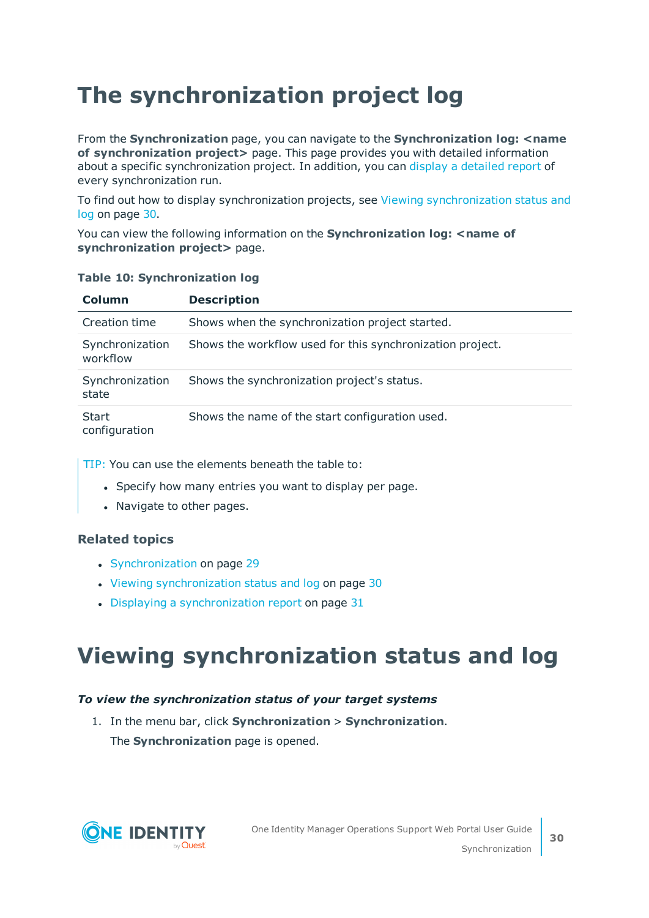# The synchronization project log

From the **Synchronization** page, you can navigate to the **Synchronization log: <name of synchronization project>** page. This page provides you with detailed information about a specific synchronization project. In addition, you can display a detailed report of every synchronization run.

To find out how to display synchronization projects, see Viewing synchronization status and log on page 30.

You can view the following information on the **Synchronization log: <name of synchronization project>** page.

**Table 10: Synchronization log**

| Column | Description |
|---|---|
| Creation time | Shows when the synchronization project started. |
| Synchronization workflow | Shows the workflow used for this synchronization project. |
| Synchronization state | Shows the synchronization project's status. |
| Start configuration | Shows the name of the start configuration used. |

TIP: You can use the elements beneath the table to:

- Specify how many entries you want to display per page.
- Navigate to other pages.

### Related topics

- Synchronization on page 29
- Viewing synchronization status and log on page 30
- Displaying a synchronization report on page 31

# Viewing synchronization status and log

***To view the synchronization status of your target systems***

1. In the menu bar, click **Synchronization** > **Synchronization**.

   The **Synchronization** page is opened.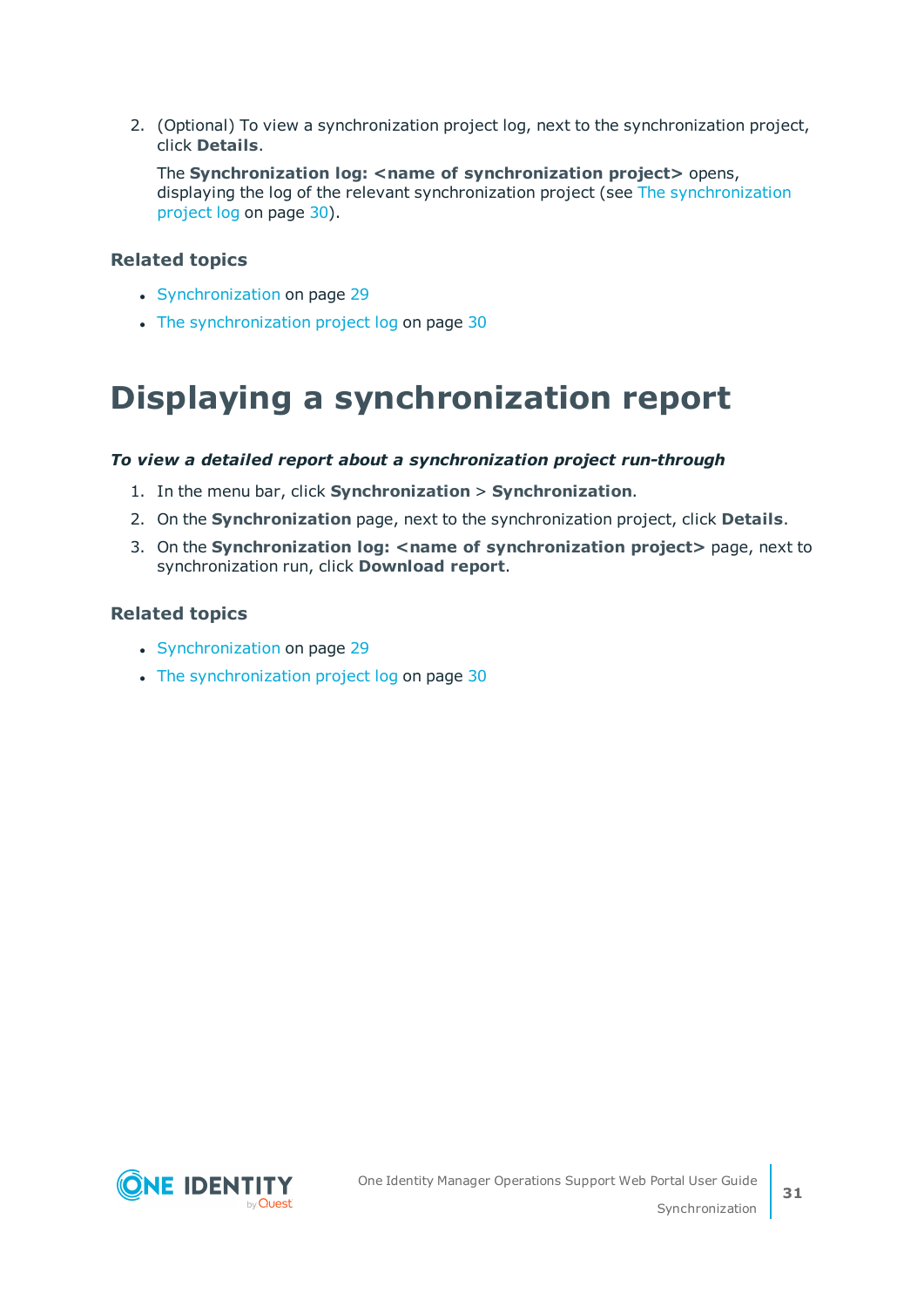2. (Optional) To view a synchronization project log, next to the synchronization project, click **Details**.

   The **Synchronization log: <name of synchronization project>** opens, displaying the log of the relevant synchronization project (see The synchronization project log on page 30).

### Related topics

- Synchronization on page 29
- The synchronization project log on page 30

# Displaying a synchronization report

***To view a detailed report about a synchronization project run-through***

1. In the menu bar, click **Synchronization** > **Synchronization**.
2. On the **Synchronization** page, next to the synchronization project, click **Details**.
3. On the **Synchronization log: <name of synchronization project>** page, next to synchronization run, click **Download report**.

### Related topics

- Synchronization on page 29
- The synchronization project log on page 30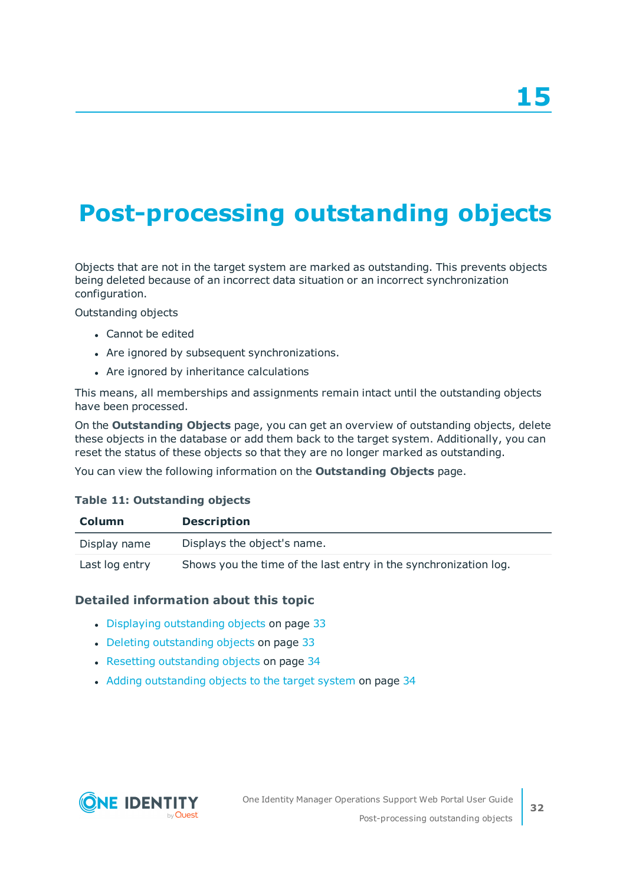# 15

# Post-processing outstanding objects

Objects that are not in the target system are marked as outstanding. This prevents objects being deleted because of an incorrect data situation or an incorrect synchronization configuration.

Outstanding objects

- Cannot be edited
- Are ignored by subsequent synchronizations.
- Are ignored by inheritance calculations

This means, all memberships and assignments remain intact until the outstanding objects have been processed.

On the **Outstanding Objects** page, you can get an overview of outstanding objects, delete these objects in the database or add them back to the target system. Additionally, you can reset the status of these objects so that they are no longer marked as outstanding.

You can view the following information on the **Outstanding Objects** page.

**Table 11: Outstanding objects**

| Column | Description |
| --- | --- |
| Display name | Displays the object's name. |
| Last log entry | Shows you the time of the last entry in the synchronization log. |

### Detailed information about this topic

- Displaying outstanding objects on page 33
- Deleting outstanding objects on page 33
- Resetting outstanding objects on page 34
- Adding outstanding objects to the target system on page 34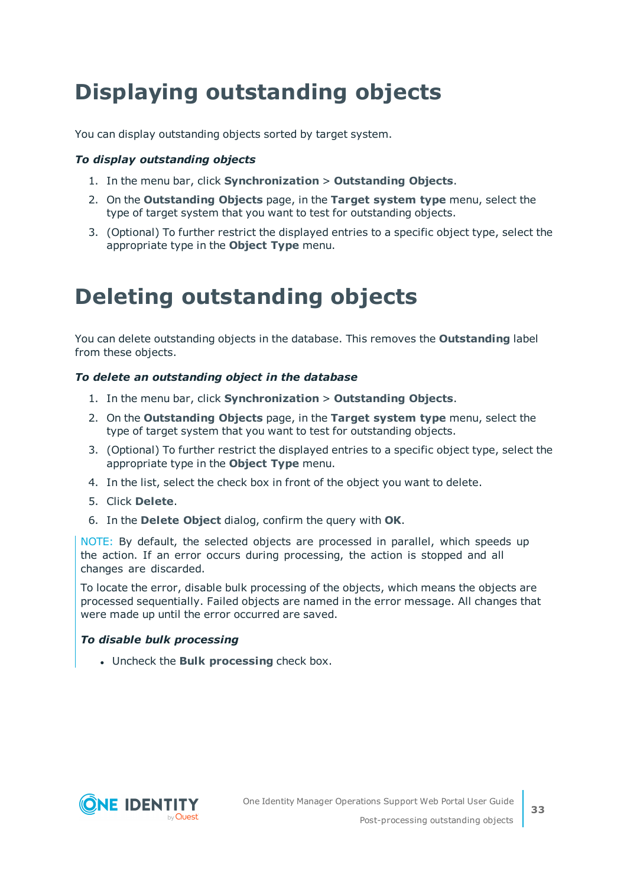# Displaying outstanding objects

You can display outstanding objects sorted by target system.

***To display outstanding objects***

1. In the menu bar, click **Synchronization** > **Outstanding Objects**.
2. On the **Outstanding Objects** page, in the **Target system type** menu, select the type of target system that you want to test for outstanding objects.
3. (Optional) To further restrict the displayed entries to a specific object type, select the appropriate type in the **Object Type** menu.

# Deleting outstanding objects

You can delete outstanding objects in the database. This removes the **Outstanding** label from these objects.

***To delete an outstanding object in the database***

1. In the menu bar, click **Synchronization** > **Outstanding Objects**.
2. On the **Outstanding Objects** page, in the **Target system type** menu, select the type of target system that you want to test for outstanding objects.
3. (Optional) To further restrict the displayed entries to a specific object type, select the appropriate type in the **Object Type** menu.
4. In the list, select the check box in front of the object you want to delete.
5. Click **Delete**.
6. In the **Delete Object** dialog, confirm the query with **OK**.

NOTE: By default, the selected objects are processed in parallel, which speeds up the action. If an error occurs during processing, the action is stopped and all changes are discarded.

To locate the error, disable bulk processing of the objects, which means the objects are processed sequentially. Failed objects are named in the error message. All changes that were made up until the error occurred are saved.

***To disable bulk processing***

- Uncheck the **Bulk processing** check box.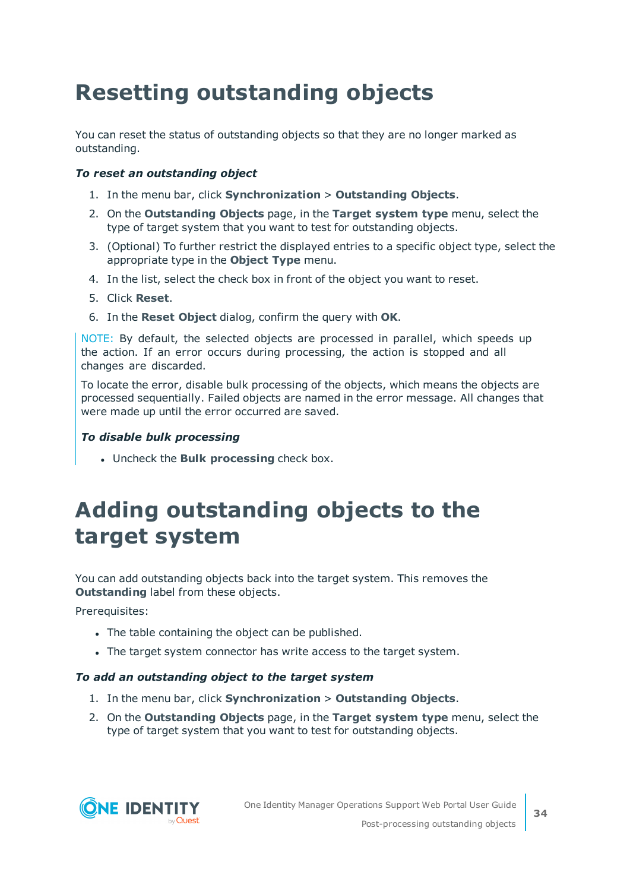# Resetting outstanding objects

You can reset the status of outstanding objects so that they are no longer marked as outstanding.

***To reset an outstanding object***

1. In the menu bar, click **Synchronization** > **Outstanding Objects**.
2. On the **Outstanding Objects** page, in the **Target system type** menu, select the type of target system that you want to test for outstanding objects.
3. (Optional) To further restrict the displayed entries to a specific object type, select the appropriate type in the **Object Type** menu.
4. In the list, select the check box in front of the object you want to reset.
5. Click **Reset**.
6. In the **Reset Object** dialog, confirm the query with **OK**.

NOTE: By default, the selected objects are processed in parallel, which speeds up the action. If an error occurs during processing, the action is stopped and all changes are discarded.

To locate the error, disable bulk processing of the objects, which means the objects are processed sequentially. Failed objects are named in the error message. All changes that were made up until the error occurred are saved.

***To disable bulk processing***

- Uncheck the **Bulk processing** check box.

# Adding outstanding objects to the target system

You can add outstanding objects back into the target system. This removes the **Outstanding** label from these objects.

Prerequisites:

- The table containing the object can be published.
- The target system connector has write access to the target system.

***To add an outstanding object to the target system***

1. In the menu bar, click **Synchronization** > **Outstanding Objects**.
2. On the **Outstanding Objects** page, in the **Target system type** menu, select the type of target system that you want to test for outstanding objects.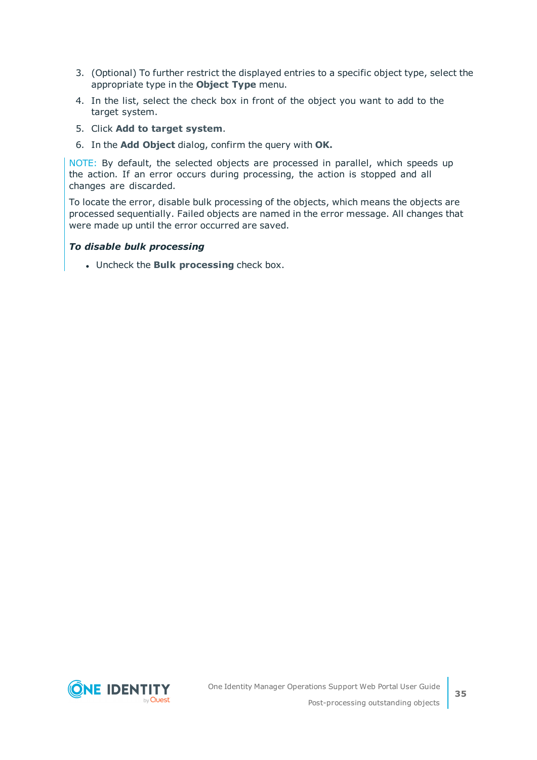3. (Optional) To further restrict the displayed entries to a specific object type, select the appropriate type in the **Object Type** menu.
4. In the list, select the check box in front of the object you want to add to the target system.
5. Click **Add to target system**.
6. In the **Add Object** dialog, confirm the query with **OK.**

NOTE: By default, the selected objects are processed in parallel, which speeds up the action. If an error occurs during processing, the action is stopped and all changes are discarded.

To locate the error, disable bulk processing of the objects, which means the objects are processed sequentially. Failed objects are named in the error message. All changes that were made up until the error occurred are saved.

***To disable bulk processing***

- Uncheck the **Bulk processing** check box.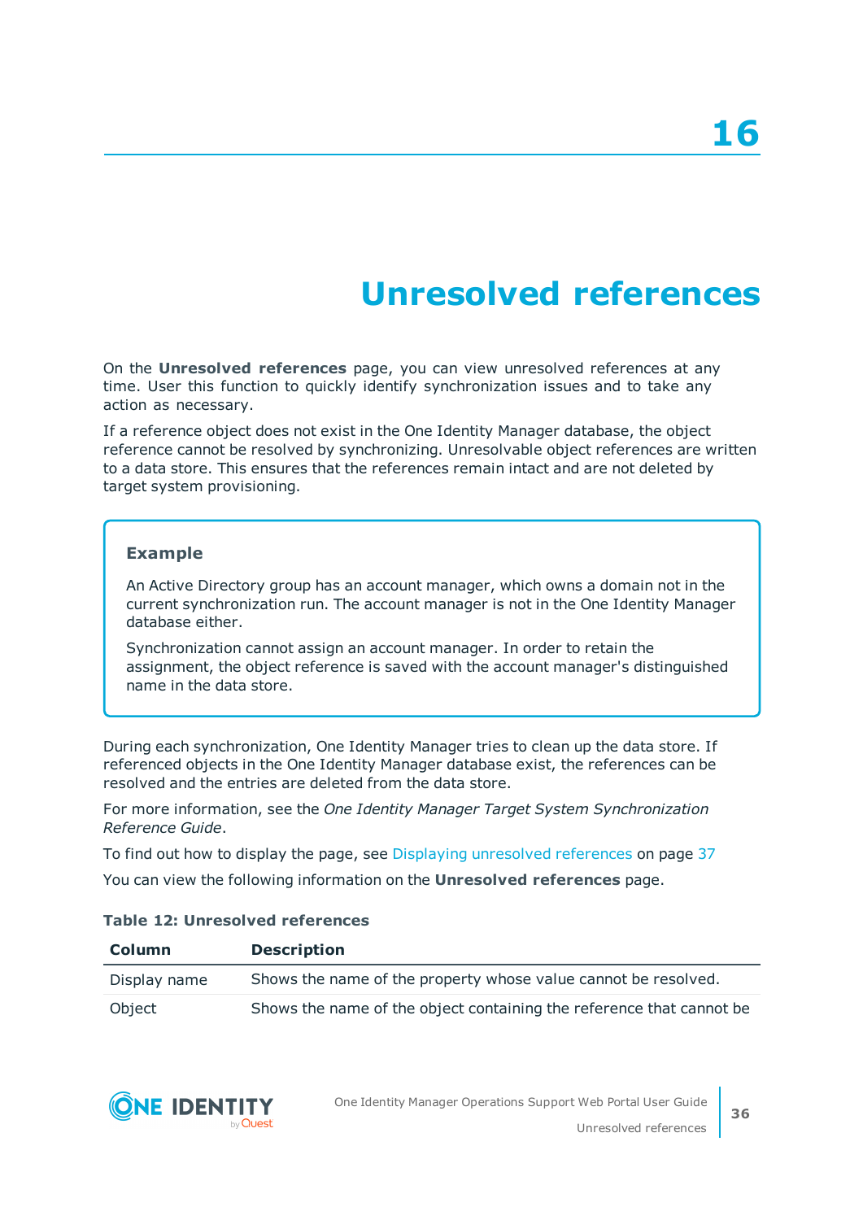# 16

# Unresolved references

On the **Unresolved references** page, you can view unresolved references at any time. User this function to quickly identify synchronization issues and to take any action as necessary.

If a reference object does not exist in the One Identity Manager database, the object reference cannot be resolved by synchronizing. Unresolvable object references are written to a data store. This ensures that the references remain intact and are not deleted by target system provisioning.

> **Example**
>
> An Active Directory group has an account manager, which owns a domain not in the current synchronization run. The account manager is not in the One Identity Manager database either.
>
> Synchronization cannot assign an account manager. In order to retain the assignment, the object reference is saved with the account manager's distinguished name in the data store.

During each synchronization, One Identity Manager tries to clean up the data store. If referenced objects in the One Identity Manager database exist, the references can be resolved and the entries are deleted from the data store.

For more information, see the *One Identity Manager Target System Synchronization Reference Guide*.

To find out how to display the page, see Displaying unresolved references on page 37

You can view the following information on the **Unresolved references** page.

**Table 12: Unresolved references**

| Column | Description |
|---|---|
| Display name | Shows the name of the property whose value cannot be resolved. |
| Object | Shows the name of the object containing the reference that cannot be |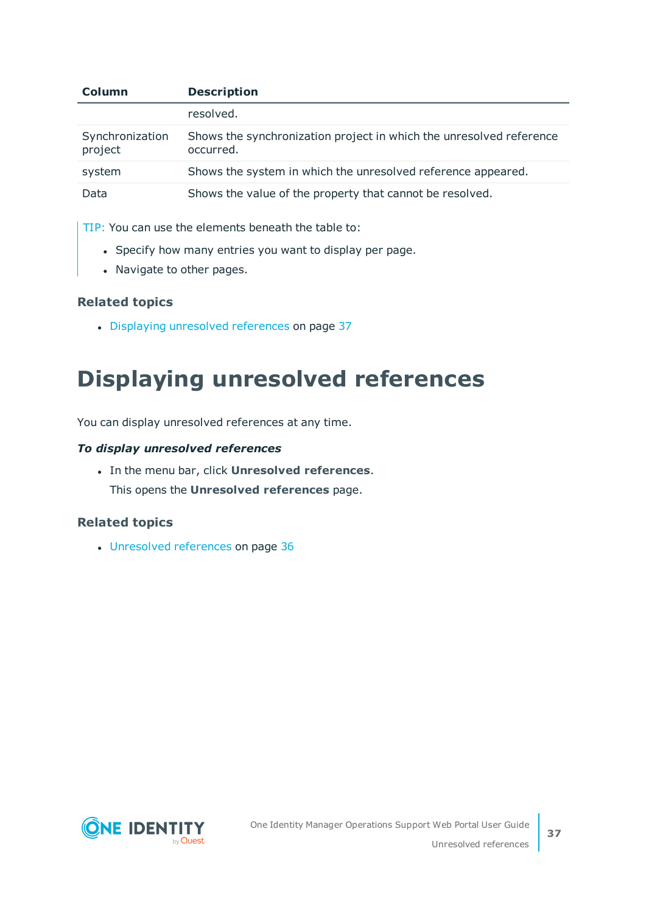| Column | Description |
| --- | --- |
| | resolved. |
| Synchronization project | Shows the synchronization project in which the unresolved reference occurred. |
| system | Shows the system in which the unresolved reference appeared. |
| Data | Shows the value of the property that cannot be resolved. |

TIP: You can use the elements beneath the table to:

- Specify how many entries you want to display per page.
- Navigate to other pages.

### Related topics

- Displaying unresolved references on page 37

# Displaying unresolved references

You can display unresolved references at any time.

***To display unresolved references***

- In the menu bar, click **Unresolved references**.

  This opens the **Unresolved references** page.

### Related topics

- Unresolved references on page 36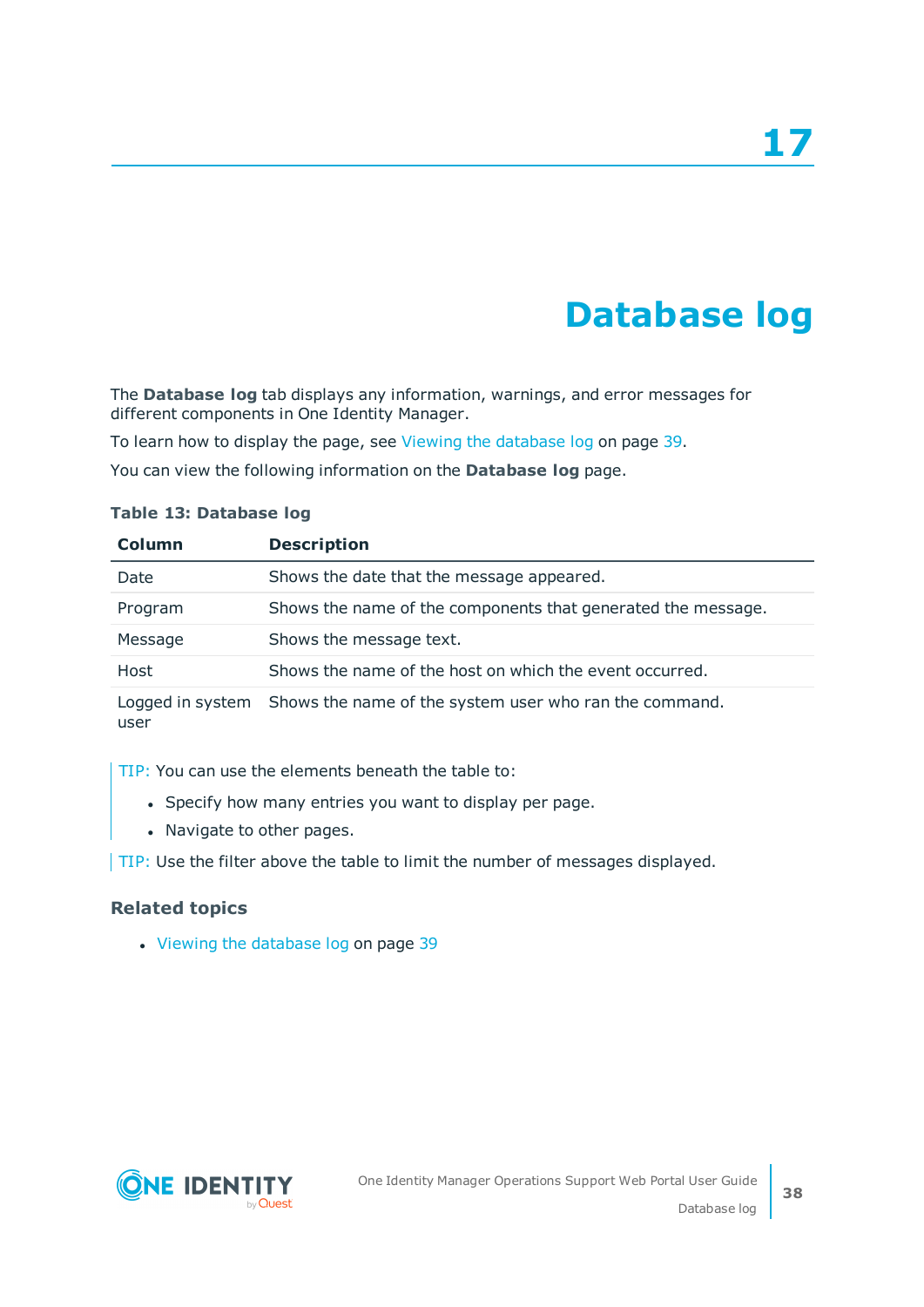# 17 Database log

The **Database log** tab displays any information, warnings, and error messages for different components in One Identity Manager.

To learn how to display the page, see Viewing the database log on page 39.

You can view the following information on the **Database log** page.

**Table 13: Database log**

| Column | Description |
|---|---|
| Date | Shows the date that the message appeared. |
| Program | Shows the name of the components that generated the message. |
| Message | Shows the message text. |
| Host | Shows the name of the host on which the event occurred. |
| Logged in system user | Shows the name of the system user who ran the command. |

TIP: You can use the elements beneath the table to:

- Specify how many entries you want to display per page.
- Navigate to other pages.

TIP: Use the filter above the table to limit the number of messages displayed.

### Related topics

- Viewing the database log on page 39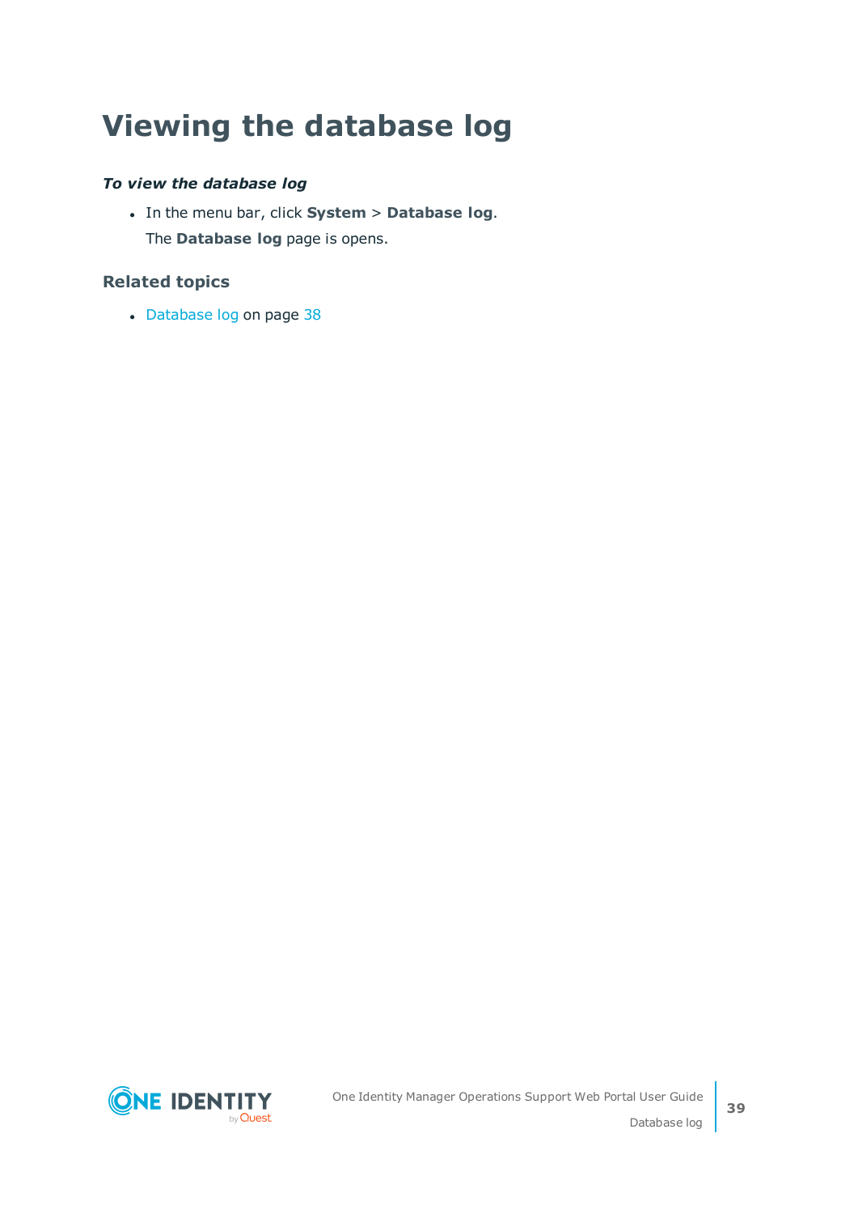# Viewing the database log

***To view the database log***

- In the menu bar, click **System** > **Database log**.

  The **Database log** page is opens.

### Related topics

- Database log on page 38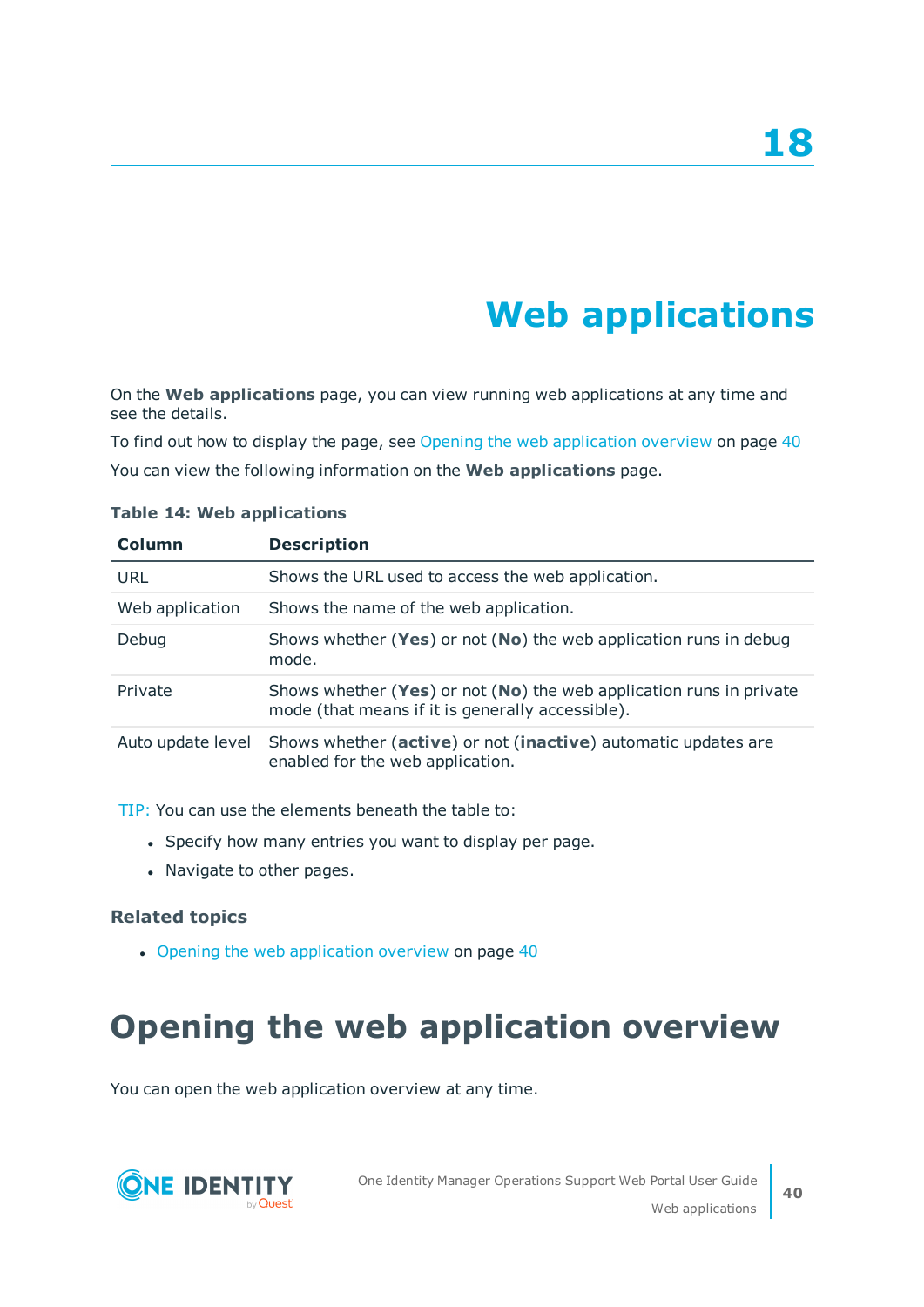# 18

# Web applications

On the **Web applications** page, you can view running web applications at any time and see the details.

To find out how to display the page, see Opening the web application overview on page 40

You can view the following information on the **Web applications** page.

**Table 14: Web applications**

| Column | Description |
|---|---|
| URL | Shows the URL used to access the web application. |
| Web application | Shows the name of the web application. |
| Debug | Shows whether (**Yes**) or not (**No**) the web application runs in debug mode. |
| Private | Shows whether (**Yes**) or not (**No**) the web application runs in private mode (that means if it is generally accessible). |
| Auto update level | Shows whether (**active**) or not (**inactive**) automatic updates are enabled for the web application. |

TIP: You can use the elements beneath the table to:

- Specify how many entries you want to display per page.
- Navigate to other pages.

### Related topics

- Opening the web application overview on page 40

## Opening the web application overview

You can open the web application overview at any time.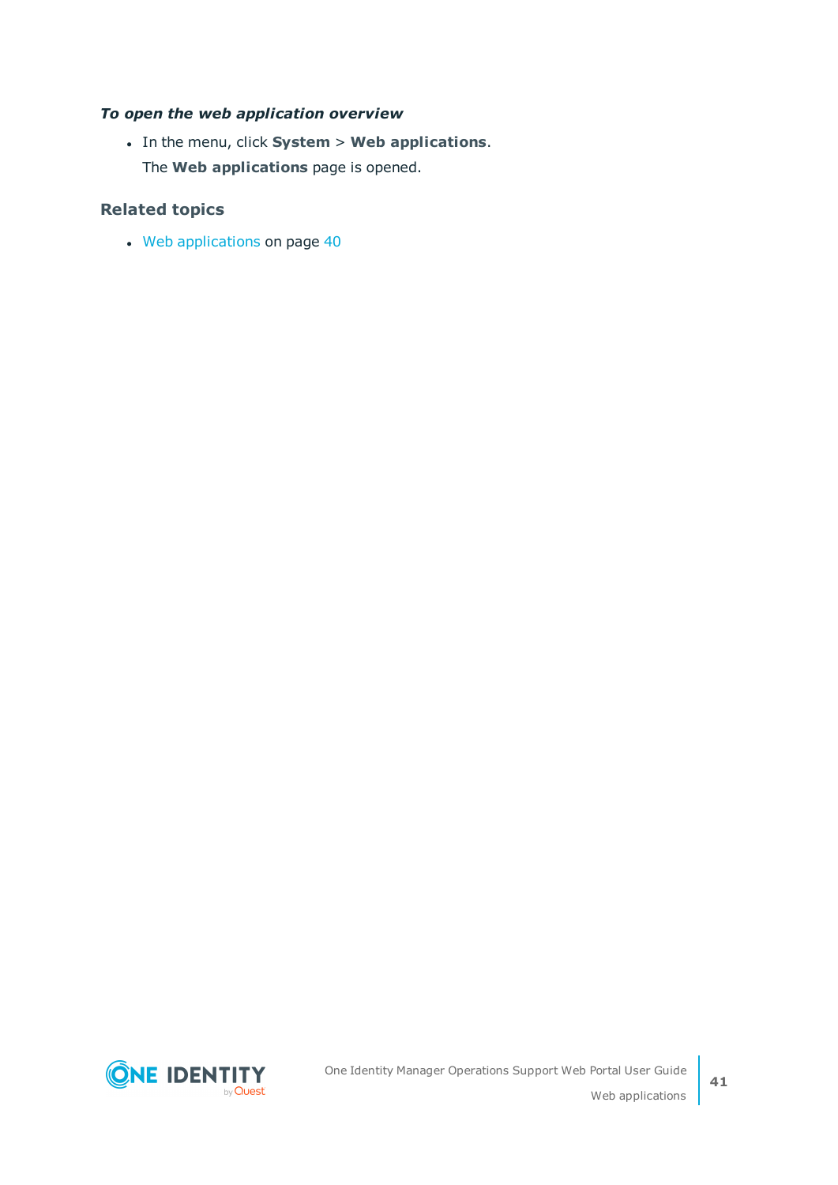***To open the web application overview***

- In the menu, click **System** > **Web applications**.

  The **Web applications** page is opened.

### Related topics

- Web applications on page 40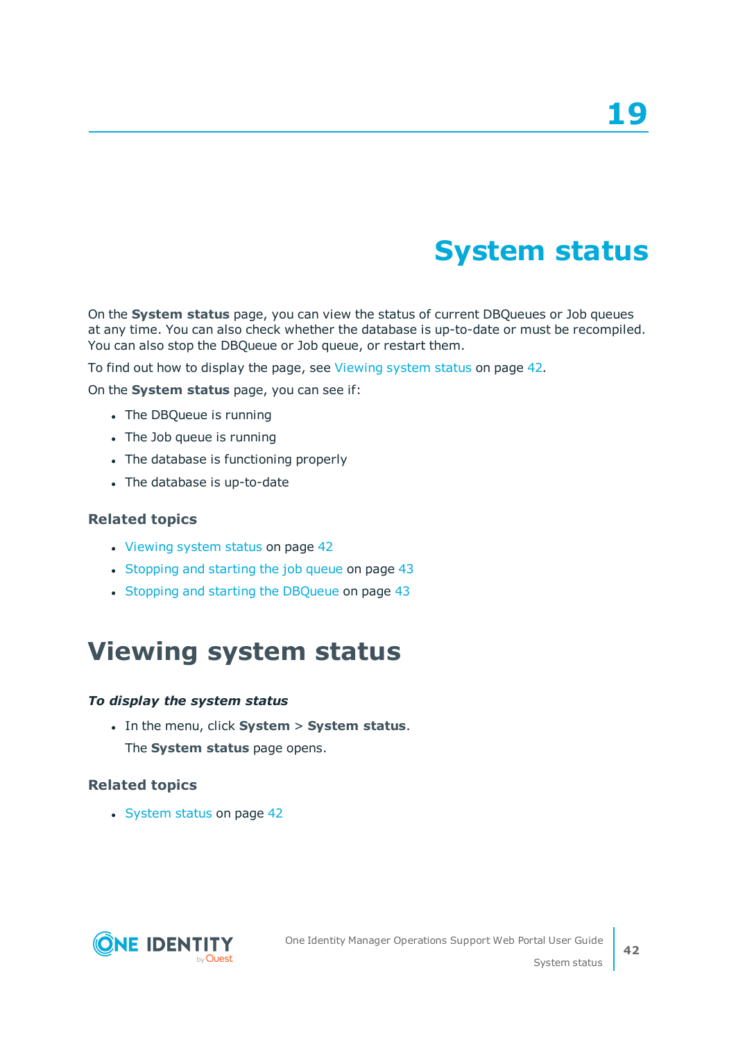# 19

# System status

On the **System status** page, you can view the status of current DBQueues or Job queues at any time. You can also check whether the database is up-to-date or must be recompiled. You can also stop the DBQueue or Job queue, or restart them.

To find out how to display the page, see Viewing system status on page 42.

On the **System status** page, you can see if:

- The DBQueue is running
- The Job queue is running
- The database is functioning properly
- The database is up-to-date

### Related topics

- Viewing system status on page 42
- Stopping and starting the job queue on page 43
- Stopping and starting the DBQueue on page 43

## Viewing system status

***To display the system status***

- In the menu, click **System** > **System status**.

  The **System status** page opens.

### Related topics

- System status on page 42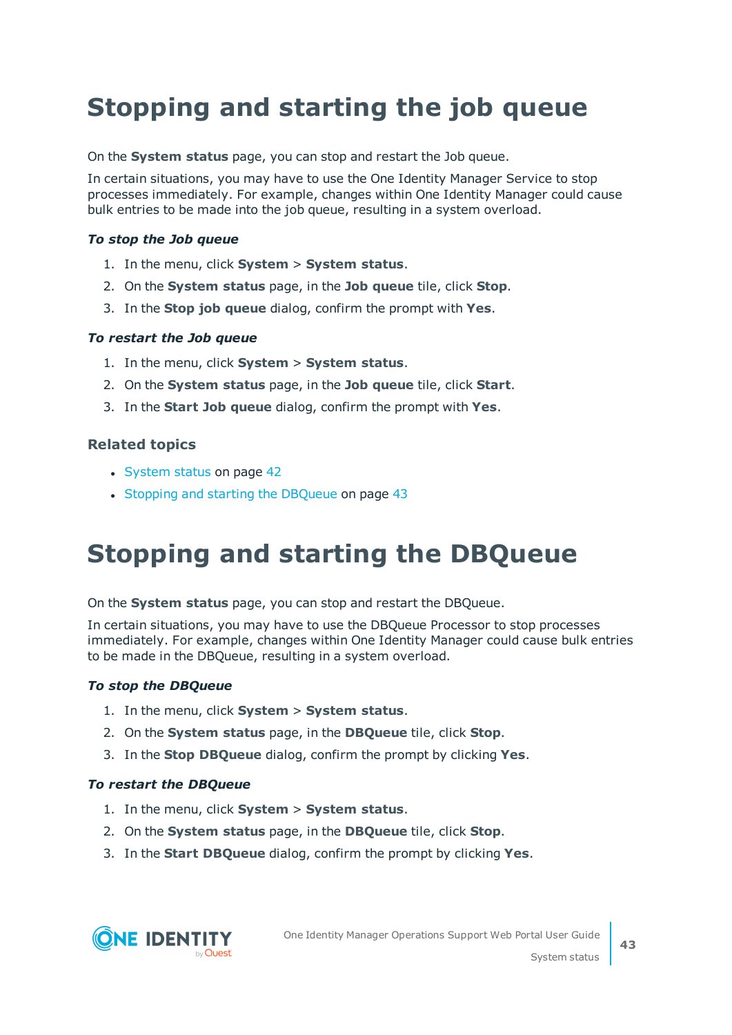# Stopping and starting the job queue

On the **System status** page, you can stop and restart the Job queue.

In certain situations, you may have to use the One Identity Manager Service to stop processes immediately. For example, changes within One Identity Manager could cause bulk entries to be made into the job queue, resulting in a system overload.

#### *To stop the Job queue*

1. In the menu, click **System** > **System status**.
2. On the **System status** page, in the **Job queue** tile, click **Stop**.
3. In the **Stop job queue** dialog, confirm the prompt with **Yes**.

#### *To restart the Job queue*

1. In the menu, click **System** > **System status**.
2. On the **System status** page, in the **Job queue** tile, click **Start**.
3. In the **Start Job queue** dialog, confirm the prompt with **Yes**.

### Related topics

- System status on page 42
- Stopping and starting the DBQueue on page 43

# Stopping and starting the DBQueue

On the **System status** page, you can stop and restart the DBQueue.

In certain situations, you may have to use the DBQueue Processor to stop processes immediately. For example, changes within One Identity Manager could cause bulk entries to be made in the DBQueue, resulting in a system overload.

#### *To stop the DBQueue*

1. In the menu, click **System** > **System status**.
2. On the **System status** page, in the **DBQueue** tile, click **Stop**.
3. In the **Stop DBQueue** dialog, confirm the prompt by clicking **Yes**.

#### *To restart the DBQueue*

1. In the menu, click **System** > **System status**.
2. On the **System status** page, in the **DBQueue** tile, click **Stop**.
3. In the **Start DBQueue** dialog, confirm the prompt by clicking **Yes**.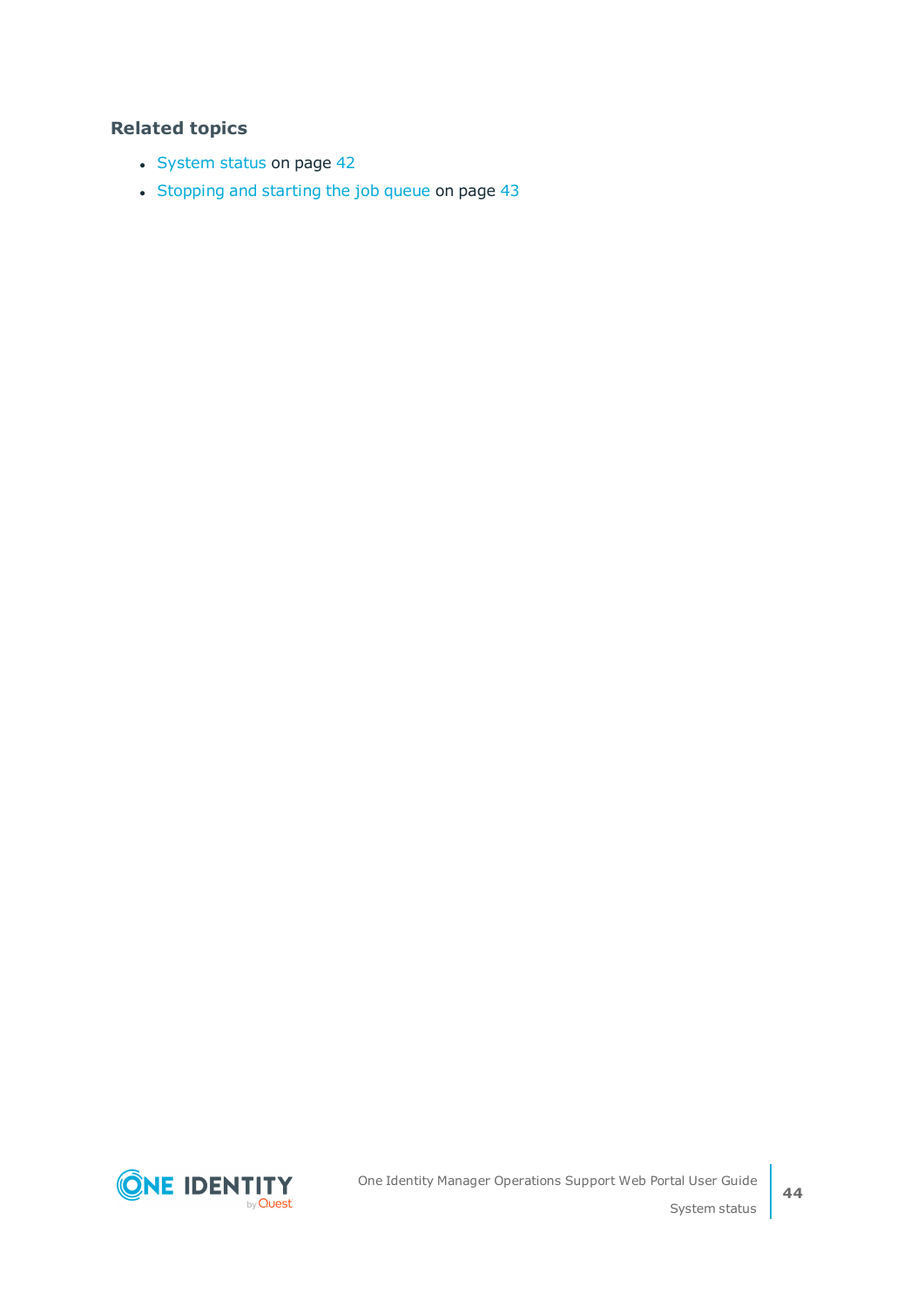### Related topics

- System status on page 42
- Stopping and starting the job queue on page 43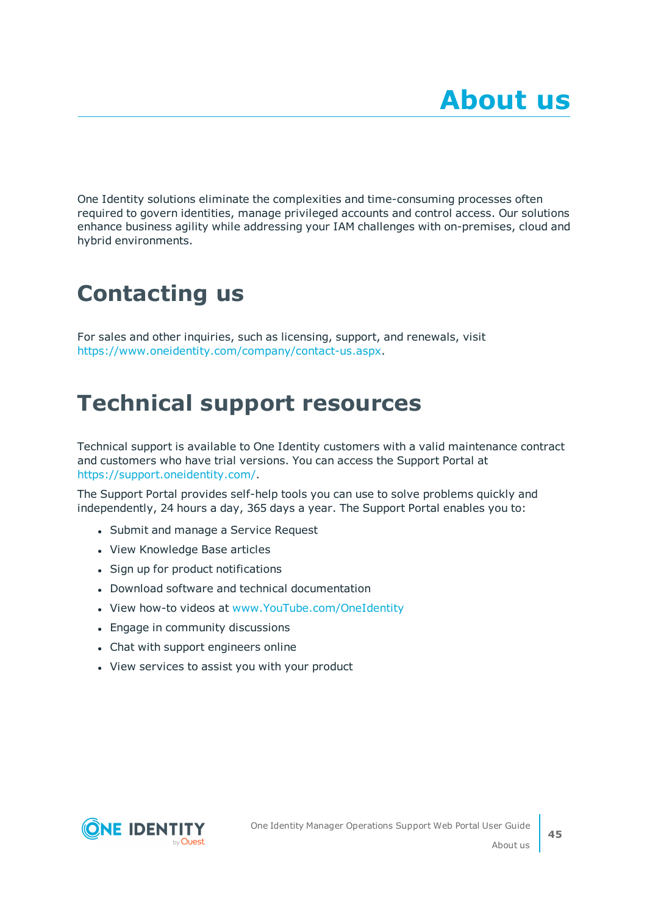# About us

One Identity solutions eliminate the complexities and time-consuming processes often required to govern identities, manage privileged accounts and control access. Our solutions enhance business agility while addressing your IAM challenges with on-premises, cloud and hybrid environments.

## Contacting us

For sales and other inquiries, such as licensing, support, and renewals, visit https://www.oneidentity.com/company/contact-us.aspx.

## Technical support resources

Technical support is available to One Identity customers with a valid maintenance contract and customers who have trial versions. You can access the Support Portal at https://support.oneidentity.com/.

The Support Portal provides self-help tools you can use to solve problems quickly and independently, 24 hours a day, 365 days a year. The Support Portal enables you to:

- Submit and manage a Service Request
- View Knowledge Base articles
- Sign up for product notifications
- Download software and technical documentation
- View how-to videos at www.YouTube.com/OneIdentity
- Engage in community discussions
- Chat with support engineers online
- View services to assist you with your product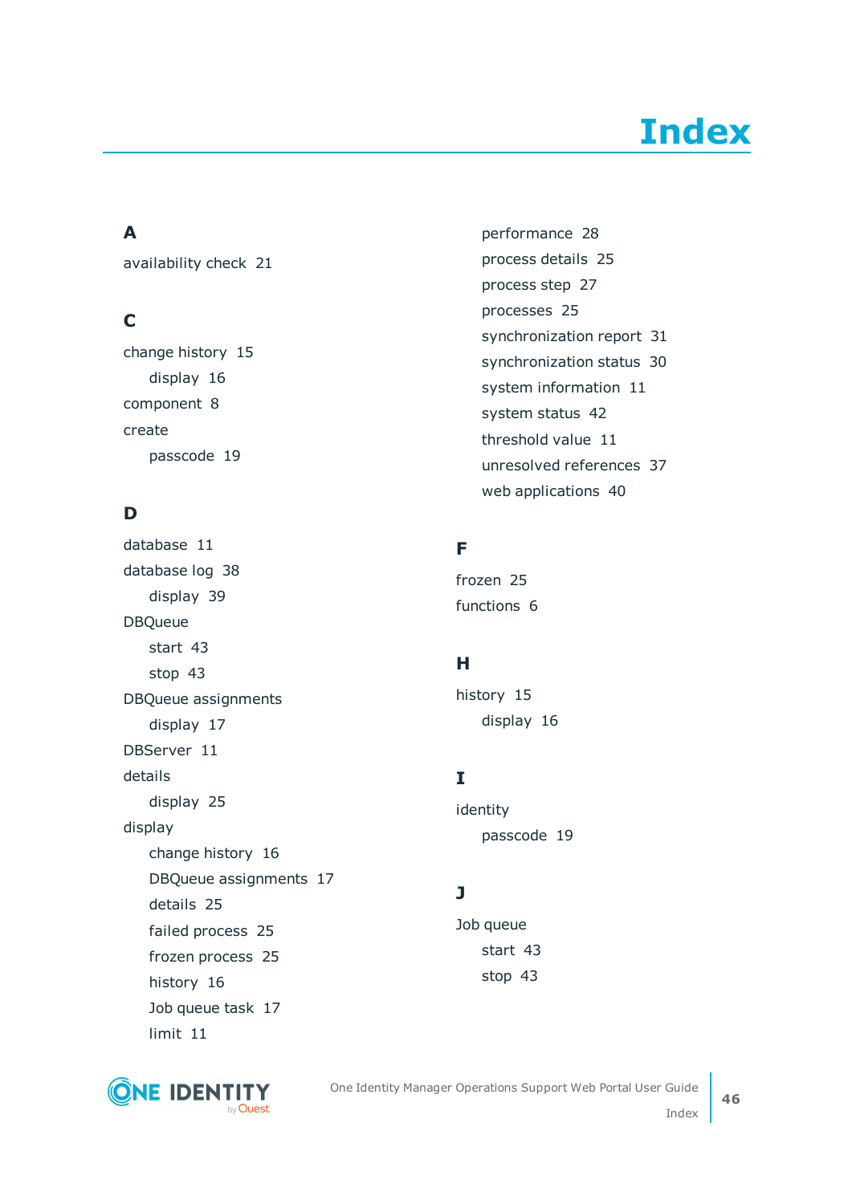# Index

**A**

availability check 21

**C**

change history 15
- display 16

component 8

create
- passcode 19

**D**

database 11

database log 38
- display 39

DBQueue
- start 43
- stop 43

DBQueue assignments
- display 17

DBServer 11

details
- display 25

display
- change history 16
- DBQueue assignments 17
- details 25
- failed process 25
- frozen process 25
- history 16
- Job queue task 17
- limit 11
- performance 28
- process details 25
- process step 27
- processes 25
- synchronization report 31
- synchronization status 30
- system information 11
- system status 42
- threshold value 11
- unresolved references 37
- web applications 40

**F**

frozen 25

functions 6

**H**

history 15
- display 16

**I**

identity
- passcode 19

**J**

Job queue
- start 43
- stop 43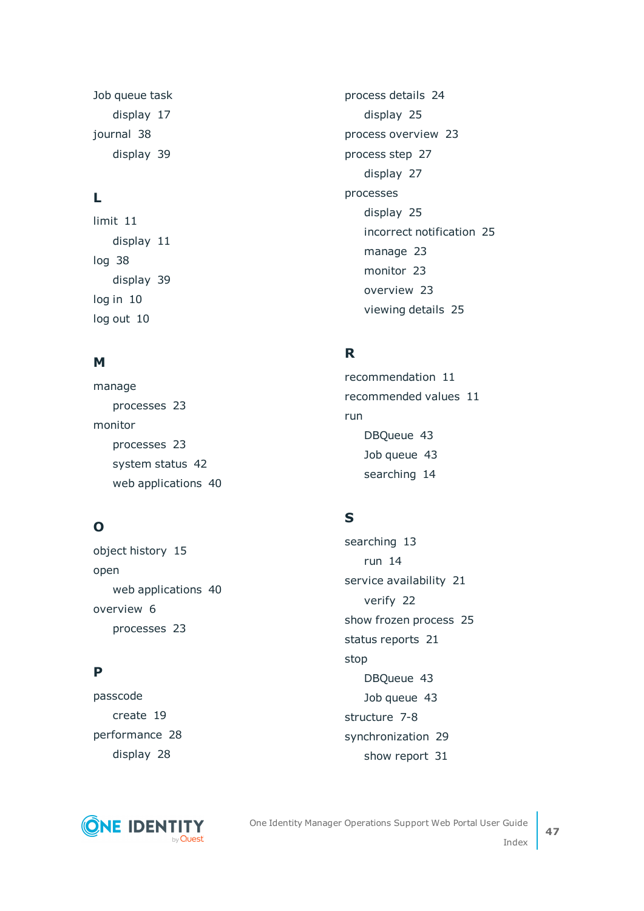Job queue task
- display 17

journal 38
- display 39

## L

limit 11
- display 11

log 38
- display 39

log in 10

log out 10

## M

manage
- processes 23

monitor
- processes 23
- system status 42
- web applications 40

## O

object history 15

open
- web applications 40

overview 6
- processes 23

## P

passcode
- create 19

performance 28
- display 28

process details 24
- display 25

process overview 23

process step 27
- display 27

processes
- display 25
- incorrect notification 25
- manage 23
- monitor 23
- overview 23
- viewing details 25

## R

recommendation 11

recommended values 11

run
- DBQueue 43
- Job queue 43
- searching 14

## S

searching 13
- run 14

service availability 21
- verify 22

show frozen process 25

status reports 21

stop
- DBQueue 43
- Job queue 43

structure 7-8

synchronization 29
- show report 31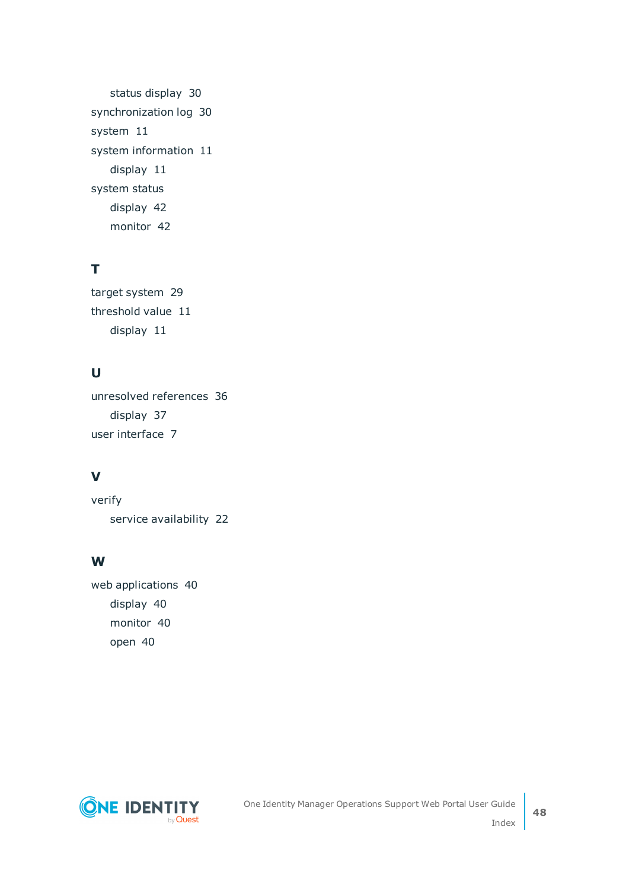status display 30

synchronization log 30

system 11

system information 11

    display 11

system status

    display 42

    monitor 42

## T

target system 29

threshold value 11

    display 11

## U

unresolved references 36

    display 37

user interface 7

## V

verify

    service availability 22

## W

web applications 40

    display 40

    monitor 40

    open 40